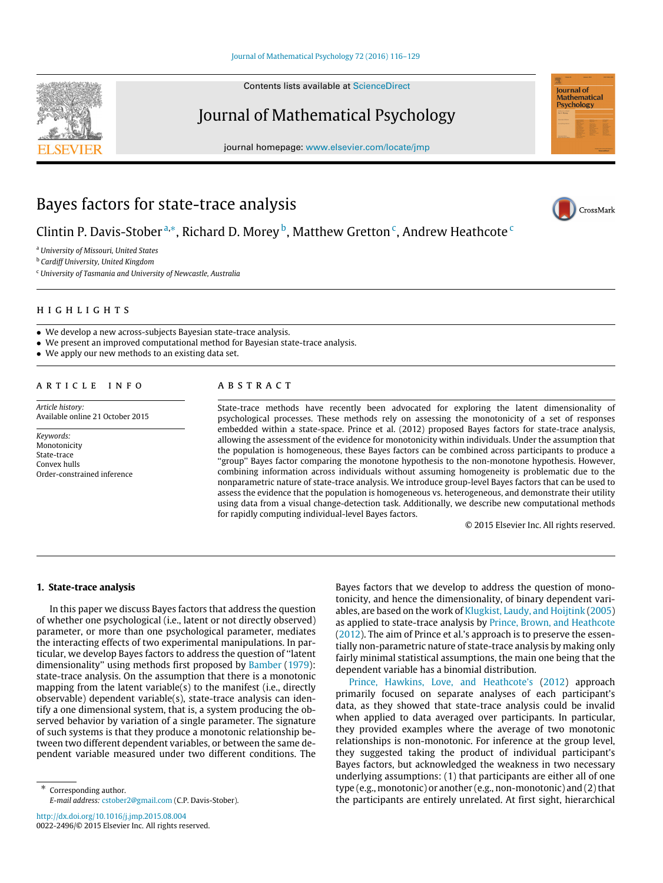# Bayes factors for state-trace analysis

Clintin P. Davis-Stober [a,*], Richard D. Morey [b], Matthew Gretton [c], Andrew Heathcote [c]

[a] *University of Missouri, United States*
[b] *Cardiff University, United Kingdom*
[c] *University of Tasmania and University of Newcastle, Australia*

## HIGHLIGHTS

- We develop a new across-subjects Bayesian state-trace analysis.
- We present an improved computational method for Bayesian state-trace analysis.
- We apply our new methods to an existing data set.

## ARTICLE INFO

*Article history:*
Available online 21 October 2015

*Keywords:*
Monotonicity
State-trace
Convex hulls
Order-constrained inference

## ABSTRACT

State-trace methods have recently been advocated for exploring the latent dimensionality of psychological processes. These methods rely on assessing the monotonicity of a set of responses embedded within a state-space. Prince et al. (2012) proposed Bayes factors for state-trace analysis, allowing the assessment of the evidence for monotonicity within individuals. Under the assumption that the population is homogeneous, these Bayes factors can be combined across participants to produce a "group" Bayes factor comparing the monotone hypothesis to the non-monotone hypothesis. However, combining information across individuals without assuming homogeneity is problematic due to the nonparametric nature of state-trace analysis. We introduce group-level Bayes factors that can be used to assess the evidence that the population is homogeneous vs. heterogeneous, and demonstrate their utility using data from a visual change-detection task. Additionally, we describe new computational methods for rapidly computing individual-level Bayes factors.

© 2015 Elsevier Inc. All rights reserved.

## 1. State-trace analysis

In this paper we discuss Bayes factors that address the question of whether one psychological (i.e., latent or not directly observed) parameter, or more than one psychological parameter, mediates the interacting effects of two experimental manipulations. In particular, we develop Bayes factors to address the question of "latent dimensionality" using methods first proposed by Bamber (1979): state-trace analysis. On the assumption that there is a monotonic mapping from the latent variable(s) to the manifest (i.e., directly observable) dependent variable(s), state-trace analysis can identify a one dimensional system, that is, a system producing the observed behavior by variation of a single parameter. The signature of such systems is that they produce a monotonic relationship between two different dependent variables, or between the same dependent variable measured under two different conditions. The Bayes factors that we develop to address the question of monotonicity, and hence the dimensionality, of binary dependent variables, are based on the work of Klugkist, Laudy, and Hoijtink (2005) as applied to state-trace analysis by Prince, Brown, and Heathcote (2012). The aim of Prince et al.'s approach is to preserve the essentially non-parametric nature of state-trace analysis by making only fairly minimal statistical assumptions, the main one being that the dependent variable has a binomial distribution.

Prince, Hawkins, Love, and Heathcote's (2012) approach primarily focused on separate analyses of each participant's data, as they showed that state-trace analysis could be invalid when applied to data averaged over participants. In particular, they provided examples where the average of two monotonic relationships is non-monotonic. For inference at the group level, they suggested taking the product of individual participant's Bayes factors, but acknowledged the weakness in two necessary underlying assumptions: (1) that participants are either all of one type (e.g., monotonic) or another (e.g., non-monotonic) and (2) that the participants are entirely unrelated. At first sight, hierarchical

\* Corresponding author.
*E-mail address:* cstober2@gmail.com (C.P. Davis-Stober).

http://dx.doi.org/10.1016/j.jmp.2015.08.004
0022-2496/© 2015 Elsevier Inc. All rights reserved.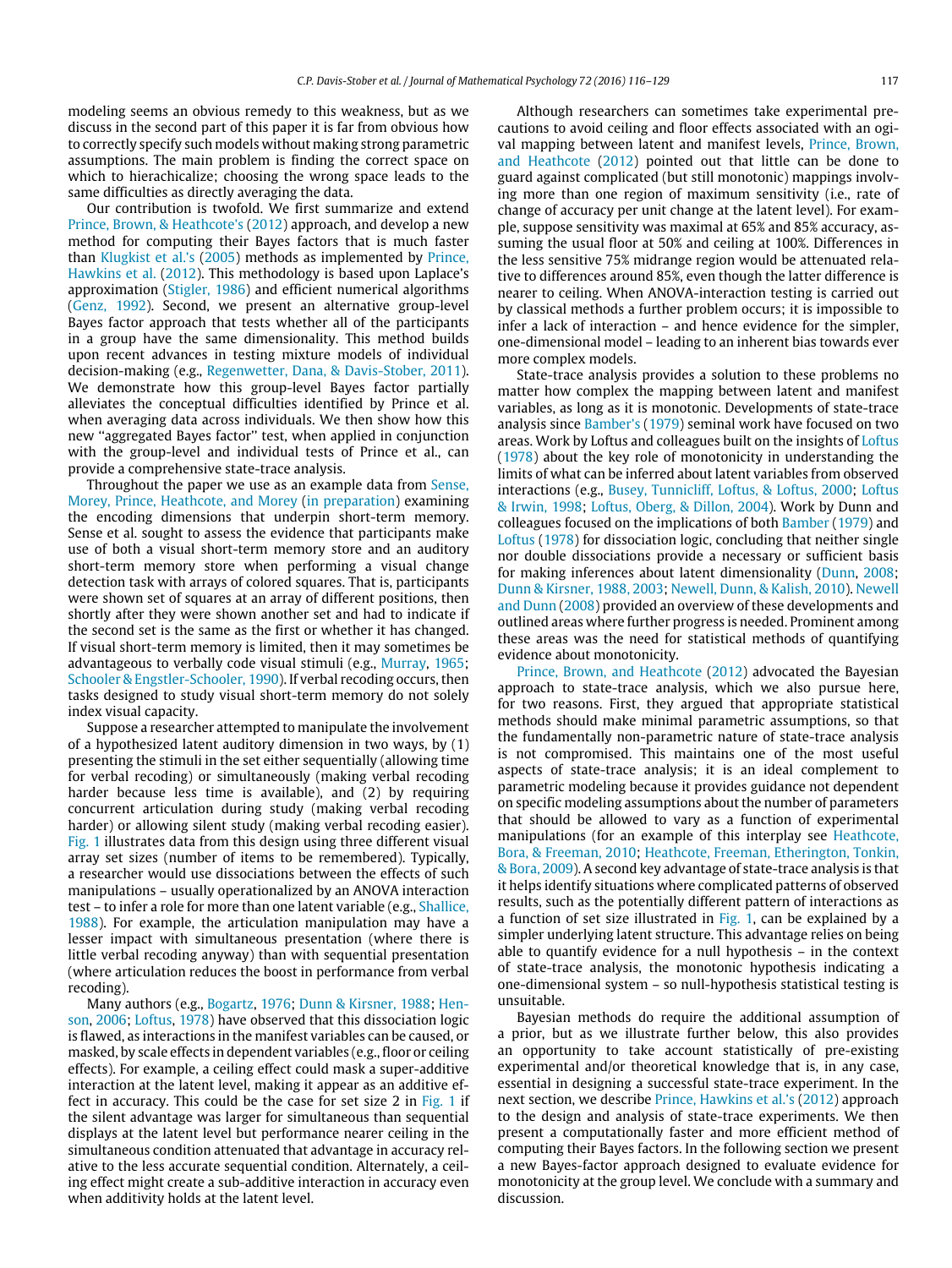modeling seems an obvious remedy to this weakness, but as we discuss in the second part of this paper it is far from obvious how to correctly specify such models without making strong parametric assumptions. The main problem is finding the correct space on which to hierachicalize; choosing the wrong space leads to the same difficulties as directly averaging the data.

Our contribution is twofold. We first summarize and extend Prince, Brown, & Heathcote's (2012) approach, and develop a new method for computing their Bayes factors that is much faster than Klugkist et al.'s (2005) methods as implemented by Prince, Hawkins et al. (2012). This methodology is based upon Laplace's approximation (Stigler, 1986) and efficient numerical algorithms (Genz, 1992). Second, we present an alternative group-level Bayes factor approach that tests whether all of the participants in a group have the same dimensionality. This method builds upon recent advances in testing mixture models of individual decision-making (e.g., Regenwetter, Dana, & Davis-Stober, 2011). We demonstrate how this group-level Bayes factor partially alleviates the conceptual difficulties identified by Prince et al. when averaging data across individuals. We then show how this new "aggregated Bayes factor" test, when applied in conjunction with the group-level and individual tests of Prince et al., can provide a comprehensive state-trace analysis.

Throughout the paper we use as an example data from Sense, Morey, Prince, Heathcote, and Morey (in preparation) examining the encoding dimensions that underpin short-term memory. Sense et al. sought to assess the evidence that participants make use of both a visual short-term memory store and an auditory short-term memory store when performing a visual change detection task with arrays of colored squares. That is, participants were shown set of squares at an array of different positions, then shortly after they were shown another set and had to indicate if the second set is the same as the first or whether it has changed. If visual short-term memory is limited, then it may sometimes be advantageous to verbally code visual stimuli (e.g., Murray, 1965; Schooler & Engstler-Schooler, 1990). If verbal recoding occurs, then tasks designed to study visual short-term memory do not solely index visual capacity.

Suppose a researcher attempted to manipulate the involvement of a hypothesized latent auditory dimension in two ways, by (1) presenting the stimuli in the set either sequentially (allowing time for verbal recoding) or simultaneously (making verbal recoding harder because less time is available), and (2) by requiring concurrent articulation during study (making verbal recoding harder) or allowing silent study (making verbal recoding easier). Fig. 1 illustrates data from this design using three different visual array set sizes (number of items to be remembered). Typically, a researcher would use dissociations between the effects of such manipulations – usually operationalized by an ANOVA interaction test – to infer a role for more than one latent variable (e.g., Shallice, 1988). For example, the articulation manipulation may have a lesser impact with simultaneous presentation (where there is little verbal recoding anyway) than with sequential presentation (where articulation reduces the boost in performance from verbal recoding).

Many authors (e.g., Bogartz, 1976; Dunn & Kirsner, 1988; Henson, 2006; Loftus, 1978) have observed that this dissociation logic is flawed, as interactions in the manifest variables can be caused, or masked, by scale effects in dependent variables (e.g., floor or ceiling effects). For example, a ceiling effect could mask a super-additive interaction at the latent level, making it appear as an additive effect in accuracy. This could be the case for set size 2 in Fig. 1 if the silent advantage was larger for simultaneous than sequential displays at the latent level but performance nearer ceiling in the simultaneous condition attenuated that advantage in accuracy relative to the less accurate sequential condition. Alternately, a ceiling effect might create a sub-additive interaction in accuracy even when additivity holds at the latent level.

Although researchers can sometimes take experimental precautions to avoid ceiling and floor effects associated with an ogival mapping between latent and manifest levels, Prince, Brown, and Heathcote (2012) pointed out that little can be done to guard against complicated (but still monotonic) mappings involving more than one region of maximum sensitivity (i.e., rate of change of accuracy per unit change at the latent level). For example, suppose sensitivity was maximal at 65% and 85% accuracy, assuming the usual floor at 50% and ceiling at 100%. Differences in the less sensitive 75% midrange region would be attenuated relative to differences around 85%, even though the latter difference is nearer to ceiling. When ANOVA-interaction testing is carried out by classical methods a further problem occurs; it is impossible to infer a lack of interaction – and hence evidence for the simpler, one-dimensional model – leading to an inherent bias towards ever more complex models.

State-trace analysis provides a solution to these problems no matter how complex the mapping between latent and manifest variables, as long as it is monotonic. Developments of state-trace analysis since Bamber's (1979) seminal work have focused on two areas. Work by Loftus and colleagues built on the insights of Loftus (1978) about the key role of monotonicity in understanding the limits of what can be inferred about latent variables from observed interactions (e.g., Busey, Tunnicliff, Loftus, & Loftus, 2000; Loftus & Irwin, 1998; Loftus, Oberg, & Dillon, 2004). Work by Dunn and colleagues focused on the implications of both Bamber (1979) and Loftus (1978) for dissociation logic, concluding that neither single nor double dissociations provide a necessary or sufficient basis for making inferences about latent dimensionality (Dunn, 2008; Dunn & Kirsner, 1988, 2003; Newell, Dunn, & Kalish, 2010). Newell and Dunn (2008) provided an overview of these developments and outlined areas where further progress is needed. Prominent among these areas was the need for statistical methods of quantifying evidence about monotonicity.

Prince, Brown, and Heathcote (2012) advocated the Bayesian approach to state-trace analysis, which we also pursue here, for two reasons. First, they argued that appropriate statistical methods should make minimal parametric assumptions, so that the fundamentally non-parametric nature of state-trace analysis is not compromised. This maintains one of the most useful aspects of state-trace analysis; it is an ideal complement to parametric modeling because it provides guidance not dependent on specific modeling assumptions about the number of parameters that should be allowed to vary as a function of experimental manipulations (for an example of this interplay see Heathcote, Bora, & Freeman, 2010; Heathcote, Freeman, Etherington, Tonkin, & Bora, 2009). A second key advantage of state-trace analysis is that it helps identify situations where complicated patterns of observed results, such as the potentially different pattern of interactions as a function of set size illustrated in Fig. 1, can be explained by a simpler underlying latent structure. This advantage relies on being able to quantify evidence for a null hypothesis – in the context of state-trace analysis, the monotonic hypothesis indicating a one-dimensional system – so null-hypothesis statistical testing is unsuitable.

Bayesian methods do require the additional assumption of a prior, but as we illustrate further below, this also provides an opportunity to take account statistically of pre-existing experimental and/or theoretical knowledge that is, in any case, essential in designing a successful state-trace experiment. In the next section, we describe Prince, Hawkins et al.'s (2012) approach to the design and analysis of state-trace experiments. We then present a computationally faster and more efficient method of computing their Bayes factors. In the following section we present a new Bayes-factor approach designed to evaluate evidence for monotonicity at the group level. We conclude with a summary and discussion.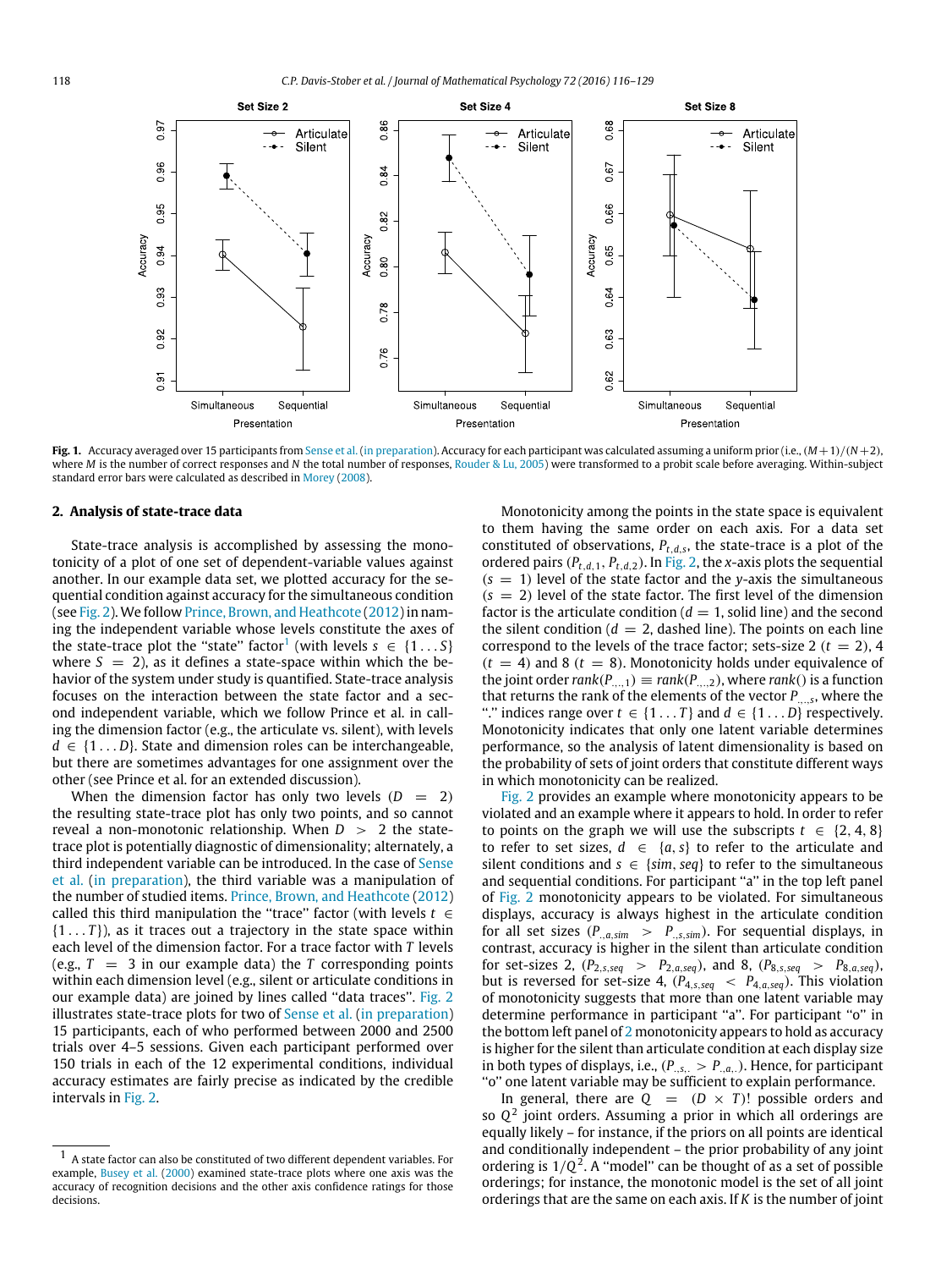**Fig. 1.** Accuracy averaged over 15 participants from Sense et al. (in preparation). Accuracy for each participant was calculated assuming a uniform prior (i.e., $(M+1)/(N+2)$, where $M$ is the number of correct responses and $N$ the total number of responses, Rouder & Lu, 2005) were transformed to a probit scale before averaging. Within-subject standard error bars were calculated as described in Morey (2008).

## 2. Analysis of state-trace data

State-trace analysis is accomplished by assessing the monotonicity of a plot of one set of dependent-variable values against another. In our example data set, we plotted accuracy for the sequential condition against accuracy for the simultaneous condition (see Fig. 2). We follow Prince, Brown, and Heathcote (2012) in naming the independent variable whose levels constitute the axes of the state-trace plot the "state" factor[1] (with levels $s \in \{1 \dots S\}$ where $S = 2$), as it defines a state-space within which the behavior of the system under study is quantified. State-trace analysis focuses on the interaction between the state factor and a second independent variable, which we follow Prince et al. in calling the dimension factor (e.g., the articulate vs. silent), with levels $d \in \{1 \dots D\}$. State and dimension roles can be interchangeable, but there are sometimes advantages for one assignment over the other (see Prince et al. for an extended discussion).

When the dimension factor has only two levels ($D = 2$) the resulting state-trace plot has only two points, and so cannot reveal a non-monotonic relationship. When $D > 2$ the state-trace plot is potentially diagnostic of dimensionality; alternatively, a third independent variable can be introduced. In the case of Sense et al. (in preparation), the third variable was a manipulation of the number of studied items. Prince, Brown, and Heathcote (2012) called this third manipulation the "trace" factor (with levels $t \in \{1 \dots T\}$), as it traces out a trajectory in the state space within each level of the dimension factor. For a trace factor with $T$ levels (e.g., $T = 3$ in our example data) the $T$ corresponding points within each dimension level (e.g., silent or articulate conditions in our example data) are joined by lines called "data traces". Fig. 2 illustrates state-trace plots for two of Sense et al. (in preparation) 15 participants, each of who performed between 2000 and 2500 trials over 4–5 sessions. Given each participant performed over 150 trials in each of the 12 experimental conditions, individual accuracy estimates are fairly precise as indicated by the credible intervals in Fig. 2.

Monotonicity among the points in the state space is equivalent to them having the same order on each axis. For a data set constituted of observations, $P_{t,d,s}$, the state-trace is a plot of the ordered pairs $(P_{t,d,1}, P_{t,d,2})$. In Fig. 2, the $x$-axis plots the sequential ($s = 1$) level of the state factor and the $y$-axis the simultaneous ($s = 2$) level of the state factor. The first level of the dimension factor is the articulate condition ($d = 1$, solid line) and the second the silent condition ($d = 2$, dashed line). The points on each line correspond to the levels of the trace factor; sets-size 2 ($t = 2$), 4 ($t = 4$) and 8 ($t = 8$). Monotonicity holds under equivalence of the joint order $rank(P_{.,.,1}) \equiv rank(P_{.,.,2})$, where $rank()$ is a function that returns the rank of the elements of the vector $P_{.,.,s}$, where the "." indices range over $t \in \{1 \dots T\}$ and $d \in \{1 \dots D\}$ respectively. Monotonicity indicates that only one latent variable determines performance, so the analysis of latent dimensionality is based on the probability of sets of joint orders that constitute different ways in which monotonicity can be realized.

Fig. 2 provides an example where monotonicity appears to be violated and an example where it appears to hold. In order to refer to points on the graph we will use the subscripts $t \in \{2, 4, 8\}$ to refer to set sizes, $d \in \{a, s\}$ to refer to the articulate and silent conditions and $s \in \{sim, seq\}$ to refer to the simultaneous and sequential conditions. For participant "a" in the top left panel of Fig. 2 monotonicity appears to be violated. For simultaneous displays, accuracy is always highest in the articulate condition for all set sizes ($P_{.,a,sim} > P_{.,s,sim}$). For sequential displays, in contrast, accuracy is higher in the silent than articulate condition for set-sizes 2, ($P_{2,s,seq} > P_{2,a,seq}$), and 8, ($P_{8,s,seq} > P_{8,a,seq}$), but is reversed for set-size 4, ($P_{4,s,seq} < P_{4,a,seq}$). This violation of monotonicity suggests that more than one latent variable may determine performance in participant "a". For participant "o" in the bottom left panel of 2 monotonicity appears to hold as accuracy is higher for the silent than articulate condition at each display size in both types of displays, i.e., ($P_{.,s,.} > P_{.,a,.}$). Hence, for participant "o" one latent variable may be sufficient to explain performance.

In general, there are $Q = (D \times T)!$ possible orders and so $Q^2$ joint orders. Assuming a prior in which all orderings are equally likely – for instance, if the priors on all points are identical and conditionally independent – the prior probability of any joint ordering is $1/Q^2$. A "model" can be thought of as a set of possible orderings; for instance, the monotonic model is the set of all joint orderings that are the same on each axis. If $K$ is the number of joint

[1] A state factor can also be constituted of two different dependent variables. For example, Busey et al. (2000) examined state-trace plots where one axis was the accuracy of recognition decisions and the other axis confidence ratings for those decisions.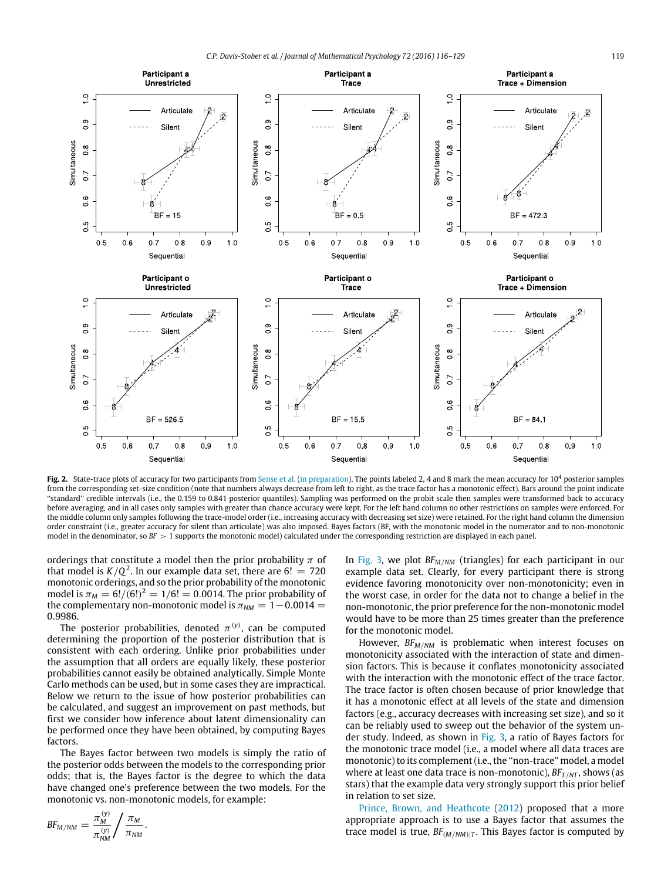Fig. 2. State-trace plots of accuracy for two participants from Sense et al. (in preparation). The points labeled 2, 4 and 8 mark the mean accuracy for $10^4$ posterior samples from the corresponding set-size condition (note that numbers always decrease from left to right, as the trace factor has a monotonic effect). Bars around the point indicate "standard" credible intervals (i.e., the 0.159 to 0.841 posterior quantiles). Sampling was performed on the probit scale then samples were transformed back to accuracy before averaging, and in all cases only samples with greater than chance accuracy were kept. For the left hand column no other restrictions on samples were enforced. For the middle column only samples following the trace-model order (i.e., increasing accuracy with decreasing set size) were retained. For the right hand column the dimension order constraint (i.e., greater accuracy for silent than articulate) was also imposed. Bayes factors (BF, with the monotonic model in the numerator and to non-monotonic model in the denominator, so $BF > 1$ supports the monotonic model) calculated under the corresponding restriction are displayed in each panel.

orderings that constitute a model then the prior probability $\pi$ of that model is $K/Q^2$. In our example data set, there are $6! = 720$ monotonic orderings, and so the prior probability of the monotonic model is $\pi_M = 6!/(6!)^2 = 1/6! = 0.0014$. The prior probability of the complementary non-monotonic model is $\pi_{NM} = 1 - 0.0014 = 0.9986$.

The posterior probabilities, denoted $\pi^{(y)}$, can be computed determining the proportion of the posterior distribution that is consistent with each ordering. Unlike prior probabilities under the assumption that all orders are equally likely, these posterior probabilities cannot easily be obtained analytically. Simple Monte Carlo methods can be used, but in some cases they are impractical. Below we return to the issue of how posterior probabilities can be calculated, and suggest an improvement on past methods, but first we consider how inference about latent dimensionality can be performed once they have been obtained, by computing Bayes factors.

The Bayes factor between two models is simply the ratio of the posterior odds between the models to the corresponding prior odds; that is, the Bayes factor is the degree to which the data have changed one's preference between the two models. For the monotonic vs. non-monotonic models, for example:

$$BF_{M/NM} = \frac{\pi_M^{(y)}}{\pi_{NM}^{(y)}} \Bigg/ \frac{\pi_M}{\pi_{NM}}.$$

In Fig. 3, we plot $BF_{M/NM}$ (triangles) for each participant in our example data set. Clearly, for every participant there is strong evidence favoring monotonicity over non-monotonicity; even in the worst case, in order for the data not to change a belief in the non-monotonic, the prior preference for the non-monotonic model would have to be more than 25 times greater than the preference for the monotonic model.

However, $BF_{M/NM}$ is problematic when interest focuses on monotonicity associated with the interaction of state and dimension factors. This is because it conflates monotonicity associated with the interaction with the monotonic effect of the trace factor. The trace factor is often chosen because of prior knowledge that it has a monotonic effect at all levels of the state and dimension factors (e.g., accuracy decreases with increasing set size), and so it can be reliably used to sweep out the behavior of the system under study. Indeed, as shown in Fig. 3, a ratio of Bayes factors for the monotonic trace model (i.e., a model where all data traces are monotonic) to its complement (i.e., the "non-trace" model, a model where at least one data trace is non-monotonic), $BF_{T/NT}$, shows (as stars) that the example data very strongly support this prior belief in relation to set size.

Prince, Brown, and Heathcote (2012) proposed that a more appropriate approach is to use a Bayes factor that assumes the trace model is true, $BF_{(M/NM)|T}$. This Bayes factor is computed by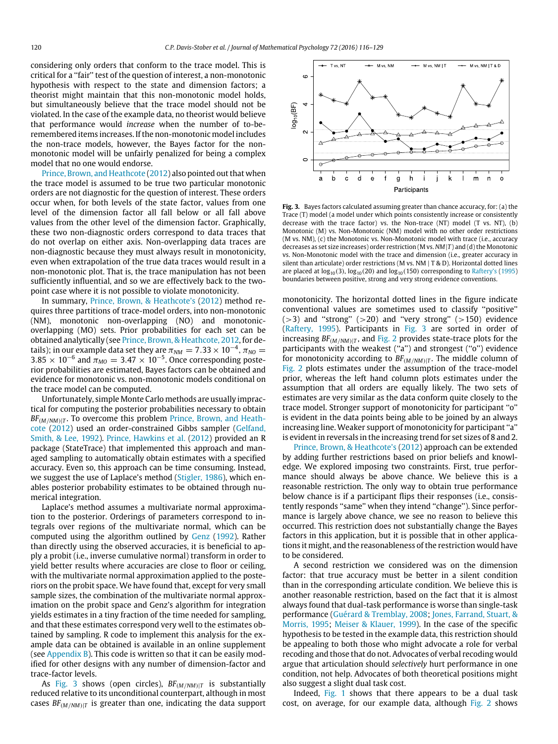considering only orders that conform to the trace model. This is critical for a "fair" test of the question of interest, a non-monotonic hypothesis with respect to the state and dimension factors; a theorist might maintain that this non-monotonic model holds, but simultaneously believe that the trace model should not be violated. In the case of the example data, no theorist would believe that performance would *increase* when the number of to-be-remembered items increases. If the non-monotonic model includes the non-trace models, however, the Bayes factor for the non-monotonic model will be unfairly penalized for being a complex model that no one would endorse.

Prince, Brown, and Heathcote (2012) also pointed out that when the trace model is assumed to be true two particular monotonic orders are not diagnostic for the question of interest. These orders occur when, for both levels of the state factor, values from one level of the dimension factor all fall below or all fall above values from the other level of the dimension factor. Graphically, these two non-diagnostic orders correspond to data traces that do not overlap on either axis. Non-overlapping data traces are non-diagnostic because they must always result in monotonicity, even when extrapolation of the true data traces would result in a non-monotonic plot. That is, the trace manipulation has not been sufficiently influential, and so we are effectively back to the two-point case where it is not possible to violate monotonicity.

In summary, Prince, Brown, & Heathcote's (2012) method requires three partitions of trace-model orders, into non-monotonic (NM), monotonic non-overlapping (NO) and monotonic-overlapping (MO) sets. Prior probabilities for each set can be obtained analytically (see Prince, Brown, & Heathcote, 2012, for details); in our example data set they are $\pi_{NM} = 7.33 \times 10^{-4}$, $\pi_{NO} = 3.85 \times 10^{-6}$ and $\pi_{MO} = 3.47 \times 10^{-5}$. Once corresponding posterior probabilities are estimated, Bayes factors can be obtained and evidence for monotonic vs. non-monotonic models conditional on the trace model can be computed.

Unfortunately, simple Monte Carlo methods are usually impractical for computing the posterior probabilities necessary to obtain $BF_{(M/NM)|T}$. To overcome this problem Prince, Brown, and Heathcote (2012) used an order-constrained Gibbs sampler (Gelfand, Smith, & Lee, 1992). Prince, Hawkins et al. (2012) provided an R package (StateTrace) that implemented this approach and managed sampling to automatically obtain estimates with a specified accuracy. Even so, this approach can be time consuming. Instead, we suggest the use of Laplace's method (Stigler, 1986), which enables posterior probability estimates to be obtained through numerical integration.

Laplace's method assumes a multivariate normal approximation to the posterior. Orderings of parameters correspond to integrals over regions of the multivariate normal, which can be computed using the algorithm outlined by Genz (1992). Rather than directly using the observed accuracies, it is beneficial to apply a probit (i.e., inverse cumulative normal) transform in order to yield better results where accuracies are close to floor or ceiling, with the multivariate normal approximation applied to the posteriors on the probit space. We have found that, except for very small sample sizes, the combination of the multivariate normal approximation on the probit space and Genz's algorithm for integration yields estimates in a tiny fraction of the time needed for sampling, and that these estimates correspond very well to the estimates obtained by sampling. R code to implement this analysis for the example data can be obtained is available in an online supplement (see Appendix B). This code is written so that it can be easily modified for other designs with any number of dimension-factor and trace-factor levels.

As Fig. 3 shows (open circles), $BF_{(M/NM)|T}$ is substantially reduced relative to its unconditional counterpart, although in most cases $BF_{(M/NM)|T}$ is greater than one, indicating the data support monotonicity. The horizontal dotted lines in the figure indicate conventional values are sometimes used to classify "positive" (>3) and "strong" (>20) and "very strong" (>150) evidence (Raftery, 1995). Participants in Fig. 3 are sorted in order of increasing $BF_{(M/NM)|T}$, and Fig. 2 provides state-trace plots for the participants with the weakest ("a") and strongest ("o") evidence for monotonicity according to $BF_{(M/NM)|T}$. The middle column of Fig. 2 plots estimates under the assumption of the trace-model prior, whereas the left hand column plots estimates under the assumption that all orders are equally likely. The two sets of estimates are very similar as the data conform quite closely to the trace model. Stronger support of monotonicity for participant "o" is evident in the data points being able to be joined by an always increasing line. Weaker support of monotonicity for participant "a" is evident in reversals in the increasing trend for set sizes of 8 and 2.

**Fig. 3.** Bayes factors calculated assuming greater than chance accuracy, for: (a) the Trace (T) model (a model under which points consistently increase or consistently decrease with the trace factor) vs. the Non-trace (NT) model (T vs. NT), (b) Monotonic (M) vs. Non-Monotonic (NM) model with no other order restrictions (M vs. NM), (c) the Monotonic vs. Non-Monotonic model with trace (i.e., accuracy decreases as set size increases) order restriction (M vs. $NM|T$) and (d) the Monotonic vs. Non-Monotonic model with the trace and dimension (i.e., greater accuracy in silent than articulate) order restrictions (M vs. NM | T & D). Horizontal dotted lines are placed at $\log_{10}(3)$, $\log_{10}(20)$ and $\log_{10}(150)$ corresponding to Raftery's (1995) boundaries between positive, strong and very strong evidence conventions.

Prince, Brown, & Heathcote's (2012) approach can be extended by adding further restrictions based on prior beliefs and knowledge. We explored imposing two constraints. First, true performance should always be above chance. We believe this is a reasonable restriction. The only way to obtain true performance below chance is if a participant flips their responses (i.e., consistently responds "same" when they intend "change"). Since performance is largely above chance, we see no reason to believe this occurred. This restriction does not substantially change the Bayes factors in this application, but it is possible that in other applications it might, and the reasonableness of the restriction would have to be considered.

A second restriction we considered was on the dimension factor: that true accuracy must be better in a silent condition than in the corresponding articulate condition. We believe this is another reasonable restriction, based on the fact that it is almost always found that dual-task performance is worse than single-task performance (Guérard & Tremblay, 2008; Jones, Farrand, Stuart, & Morris, 1995; Meiser & Klauer, 1999). In the case of the specific hypothesis to be tested in the example data, this restriction should be appealing to both those who might advocate a role for verbal recoding and those that do not. Advocates of verbal recoding would argue that articulation should *selectively* hurt performance in one condition, not help. Advocates of both theoretical positions might also suggest a slight dual task cost.

Indeed, Fig. 1 shows that there appears to be a dual task cost, on average, for our example data, although Fig. 2 shows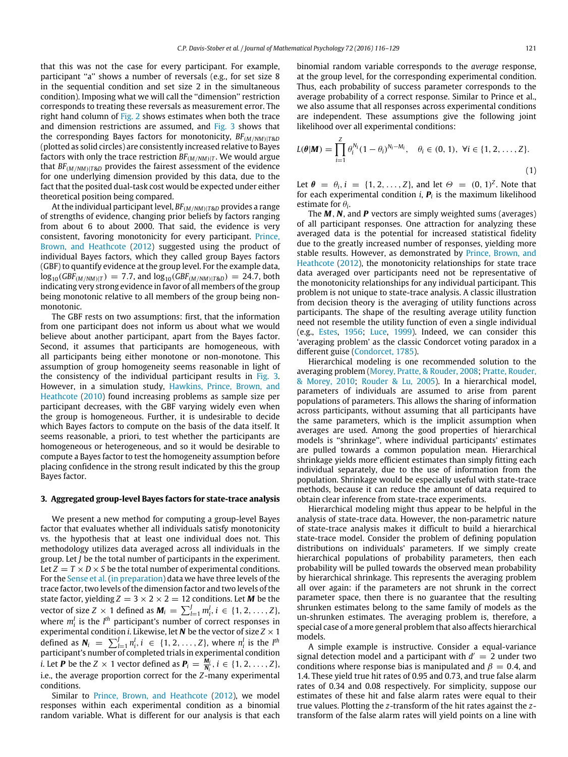that this was not the case for every participant. For example, participant "a" shows a number of reversals (e.g., for set size 8 in the sequential condition and set size 2 in the simultaneous condition). Imposing what we will call the "dimension" restriction corresponds to treating these reversals as measurement error. The right hand column of Fig. 2 shows estimates when both the trace and dimension restrictions are assumed, and Fig. 3 shows that the corresponding Bayes factors for monotonicity, $BF_{(M/NM)|T\&D}$ (plotted as solid circles) are consistently increased relative to Bayes factors with only the trace restriction $BF_{(M/NM)|T}$. We would argue that $BF_{(M/NM)|T\&D}$ provides the fairest assessment of the evidence for one underlying dimension provided by this data, due to the fact that the posited dual-task cost would be expected under either theoretical position being compared.

At the individual participant level, $BF_{(M/NM)|T\&D}$ provides a range of strengths of evidence, changing prior beliefs by factors ranging from about 6 to about 2000. That said, the evidence is very consistent, favoring monotonicity for every participant. Prince, Brown, and Heathcote (2012) suggested using the product of individual Bayes factors, which they called group Bayes factors (GBF) to quantify evidence at the group level. For the example data, $\log_{10}(GBF_{(M/NM)|T}) = 7.7$, and $\log_{10}(GBF_{(M/NM)|T\&D}) = 24.7$, both indicating very strong evidence in favor of all members of the group being monotonic relative to all members of the group being non-monotonic.

The GBF rests on two assumptions: first, that the information from one participant does not inform us about what we would believe about another participant, apart from the Bayes factor. Second, it assumes that participants are homogeneous, with all participants being either monotone or non-monotone. This assumption of group homogeneity seems reasonable in light of the consistency of the individual participant results in Fig. 3. However, in a simulation study, Hawkins, Prince, Brown, and Heathcote (2010) found increasing problems as sample size per participant decreases, with the GBF varying widely even when the group is homogeneous. Further, it is undesirable to decide which Bayes factors to compute on the basis of the data itself. It seems reasonable, a priori, to test whether the participants are homogeneous or heterogeneous, and so it would be desirable to compute a Bayes factor to test the homogeneity assumption before placing confidence in the strong result indicated by this the group Bayes factor.

## 3. Aggregated group-level Bayes factors for state-trace analysis

We present a new method for computing a group-level Bayes factor that evaluates whether all individuals satisfy monotonicity vs. the hypothesis that at least one individual does not. This methodology utilizes data averaged across all individuals in the group. Let $J$ be the total number of participants in the experiment. Let $Z = T \times D \times S$ be the total number of experimental conditions. For the Sense et al. (in preparation) data we have three levels of the trace factor, two levels of the dimension factor and two levels of the state factor, yielding $Z = 3 \times 2 \times 2 = 12$ conditions. Let $\boldsymbol{M}$ be the vector of size $Z \times 1$ defined as $\boldsymbol{M}_i = \sum_{l=1}^{J} m_i^l, i \in \{1, 2, \ldots, Z\}$, where $m_i^l$ is the $l^{th}$ participant's number of correct responses in experimental condition $i$. Likewise, let $\boldsymbol{N}$ be the vector of size $Z \times 1$ defined as $\boldsymbol{N}_i = \sum_{l=1}^{J} n_i^l, i \in \{1, 2, \ldots, Z\}$, where $n_i^l$ is the $l^{th}$ participant's number of completed trials in experimental condition $i$. Let $\boldsymbol{P}$ be the $Z \times 1$ vector defined as $\boldsymbol{P}_i = \frac{\boldsymbol{M}_i}{\boldsymbol{N}_i}, i \in \{1, 2, \ldots, Z\}$, i.e., the average proportion correct for the $Z$-many experimental conditions.

Similar to Prince, Brown, and Heathcote (2012), we model responses within each experimental condition as a binomial random variable. What is different for our analysis is that each binomial random variable corresponds to the *average* response, at the group level, for the corresponding experimental condition. Thus, each probability of success parameter corresponds to the average probability of a correct response. Similar to Prince et al., we also assume that all responses across experimental conditions are independent. These assumptions give the following joint likelihood over all experimental conditions:

$$L(\boldsymbol{\theta}|\boldsymbol{M}) = \prod_{i=1}^{Z} \theta_i^{N_i}(1-\theta_i)^{N_i - M_i}, \quad \theta_i \in (0, 1), \ \forall i \in \{1, 2, \ldots, Z\}. \tag{1}$$

Let $\boldsymbol{\theta} = \theta_i, i = \{1, 2, \ldots, Z\}$, and let $\Theta = (0, 1)^Z$. Note that for each experimental condition $i$, $\boldsymbol{P}_i$ is the maximum likelihood estimate for $\theta_i$.

The $\boldsymbol{M}$, $\boldsymbol{N}$, and $\boldsymbol{P}$ vectors are simply weighted sums (averages) of all participant responses. One attraction for analyzing these averaged data is the potential for increased statistical fidelity due to the greatly increased number of responses, yielding more stable results. However, as demonstrated by Prince, Brown, and Heathcote (2012), the monotonicity relationships for state trace data averaged over participants need not be representative of the monotonicity relationships for any individual participant. This problem is not unique to state-trace analysis. A classic illustration from decision theory is the averaging of utility functions across participants. The shape of the resulting average utility function need not resemble the utility function of even a single individual (e.g., Estes, 1956; Luce, 1999). Indeed, we can consider this 'averaging problem' as the classic Condorcet voting paradox in a different guise (Condorcet, 1785).

Hierarchical modeling is one recommended solution to the averaging problem (Morey, Pratte, & Rouder, 2008; Pratte, Rouder, & Morey, 2010; Rouder & Lu, 2005). In a hierarchical model, parameters of individuals are assumed to arise from parent populations of parameters. This allows the sharing of information across participants, without assuming that all participants have the same parameters, which is the implicit assumption when averages are used. Among the good properties of hierarchical models is "shrinkage", where individual participants' estimates are pulled towards a common population mean. Hierarchical shrinkage yields more efficient estimates than simply fitting each individual separately, due to the use of information from the population. Shrinkage would be especially useful with state-trace methods, because it can reduce the amount of data required to obtain clear inference from state-trace experiments.

Hierarchical modeling might thus appear to be helpful in the analysis of state-trace data. However, the non-parametric nature of state-trace analysis makes it difficult to build a hierarchical state-trace model. Consider the problem of defining population distributions on individuals' parameters. If we simply create hierarchical populations of probability parameters, then each probability will be pulled towards the observed mean probability by hierarchical shrinkage. This represents the averaging problem all over again: if the parameters are not shrunk in the correct parameter space, then there is no guarantee that the resulting shrunken estimates belong to the same family of models as the un-shrunken estimates. The averaging problem is, therefore, a special case of a more general problem that also affects hierarchical models.

A simple example is instructive. Consider a equal-variance signal detection model and a participant with $d' = 2$ under two conditions where response bias is manipulated and $\beta = 0.4$, and 1.4. These yield true hit rates of 0.95 and 0.73, and true false alarm rates of 0.34 and 0.08 respectively. For simplicity, suppose our estimates of these hit and false alarm rates were equal to their true values. Plotting the $z$-transform of the hit rates against the $z$-transform of the false alarm rates will yield points on a line with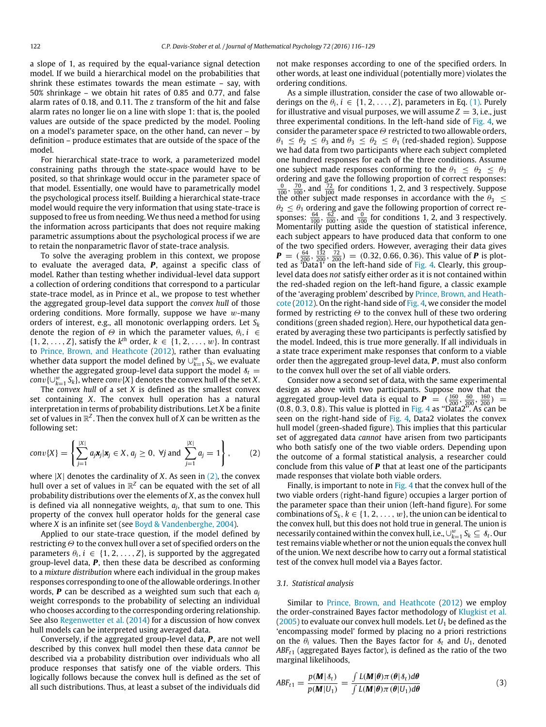a slope of 1, as required by the equal-variance signal detection model. If we build a hierarchical model on the probabilities that shrink these estimates towards the mean estimate – say, with 50% shrinkage – we obtain hit rates of 0.85 and 0.77, and false alarm rates of 0.18, and 0.11. The $z$ transform of the hit and false alarm rates no longer lie on a line with slope 1: that is, the pooled values are outside of the space predicted by the model. Pooling on a model's parameter space, on the other hand, can never – by definition – produce estimates that are outside of the space of the model.

For hierarchical state-trace to work, a parameterized model constraining paths through the state-space would have to be posited, so that shrinkage would occur in the parameter space of that model. Essentially, one would have to parametrically model the psychological process itself. Building a hierarchical state-trace model would require the very information that using state-trace is supposed to free us from needing. We thus need a method for using the information across participants that does not require making parametric assumptions about the psychological process if we are to retain the nonparametric flavor of state-trace analysis.

To solve the averaging problem in this context, we propose to evaluate the averaged data, $\boldsymbol{P}$, against a specific class of model. Rather than testing whether individual-level data support a collection of ordering conditions that correspond to a particular state-trace model, as in Prince et al., we propose to test whether the aggregated group-level data support the *convex hull* of those ordering conditions. More formally, suppose we have $w$-many orders of interest, e.g., all monotonic overlapping orders. Let $S_k$ denote the region of $\Theta$ in which the parameter values, $\theta_i, i \in \{1, 2, \ldots, Z\}$, satisfy the $k^{th}$ order, $k \in \{1, 2, \ldots, w\}$. In contrast to Prince, Brown, and Heathcote (2012), rather than evaluating whether data support the model defined by $\cup_{k=1}^{w} S_k$, we evaluate whether the aggregated group-level data support the model $\mathcal{S}_t = conv\{\cup_{k=1}^{w} S_k\}$, where $conv\{X\}$ denotes the convex hull of the set $X$.

The *convex hull* of a set $X$ is defined as the smallest convex set containing $X$. The convex hull operation has a natural interpretation in terms of probability distributions. Let $X$ be a finite set of values in $\mathbb{R}^Z$. Then the convex hull of $X$ can be written as the following set:

$$conv\{X\} = \left\{ \sum_{j=1}^{|X|} a_j \boldsymbol{x}_j | \boldsymbol{x}_j \in X, a_j \geq 0, \ \forall j \text{ and } \sum_{j=1}^{|X|} a_j = 1 \right\}, \tag{2}$$

where $|X|$ denotes the cardinality of $X$. As seen in (2), the convex hull over a set of values in $\mathbb{R}^Z$ can be equated with the set of all probability distributions over the elements of $X$, as the convex hull is defined via all nonnegative weights, $a_j$, that sum to one. This property of the convex hull operator holds for the general case where $X$ is an infinite set (see Boyd & Vandenberghe, 2004).

Applied to our state-trace question, if the model defined by restricting $\Theta$ to the convex hull over a set of specified orders on the parameters $\theta_i, i \in \{1, 2, \ldots, Z\}$, is supported by the aggregated group-level data, $\boldsymbol{P}$, then these data be described as conforming to a *mixture distribution* where each individual in the group makes responses corresponding to one of the allowable orderings. In other words, $\boldsymbol{P}$ can be described as a weighted sum such that each $a_j$ weight corresponds to the probability of selecting an individual who chooses according to the corresponding ordering relationship. See also Regenwetter et al. (2014) for a discussion of how convex hull models can be interpreted using averaged data.

Conversely, if the aggregated group-level data, $\boldsymbol{P}$, are not well described by this convex hull model then these data *cannot* be described via a probability distribution over individuals who all produce responses that satisfy one of the viable orders. This logically follows because the convex hull is defined as the set of all such distributions. Thus, at least a subset of the individuals did not make responses according to one of the specified orders. In other words, at least one individual (potentially more) violates the ordering conditions.

As a simple illustration, consider the case of two allowable orderings on the $\theta_i, i \in \{1, 2, \ldots, Z\}$, parameters in Eq. (1). Purely for illustrative and visual purposes, we will assume $Z = 3$, i.e., just three experimental conditions. In the left-hand side of Fig. 4, we consider the parameter space $\Theta$ restricted to two allowable orders, $\theta_1 \leq \theta_2 \leq \theta_3$ and $\theta_3 \leq \theta_2 \leq \theta_1$ (red-shaded region). Suppose we had data from two participants where each subject completed one hundred responses for each of the three conditions. Assume one subject made responses conforming to the $\theta_1 \leq \theta_2 \leq \theta_3$ ordering and gave the following proportion of correct responses: $\frac{0}{100}$, $\frac{70}{100}$, and $\frac{72}{100}$ for conditions 1, 2, and 3 respectively. Suppose the other subject made responses in accordance with the $\theta_3 \leq \theta_2 \leq \theta_1$ ordering and gave the following proportion of correct responses: $\frac{64}{100}$, $\frac{62}{100}$, and $\frac{0}{100}$ for conditions 1, 2, and 3 respectively. Momentarily putting aside the question of statistical inference, each subject appears to have produced data that conform to one of the two specified orders. However, averaging their data gives $\boldsymbol{P} = (\frac{64}{200}, \frac{132}{200}, \frac{72}{200}) = (0.32, 0.66, 0.36)$. This value of $\boldsymbol{P}$ is plotted as 'Data1' on the left-hand side of Fig. 4. Clearly, this group-level data does *not* satisfy either order as it is not contained within the red-shaded region on the left-hand figure, a classic example of the 'averaging problem' described by Prince, Brown, and Heathcote (2012). On the right-hand side of Fig. 4, we consider the model formed by restricting $\Theta$ to the convex hull of these two ordering conditions (green shaded region). Here, our hypothetical data generated by averaging these two participants is perfectly satisfied by the model. Indeed, this is true more generally. If all individuals in a state trace experiment make responses that conform to a viable order then the aggregated group-level data, $\boldsymbol{P}$, must also conform to the convex hull over the set of all viable orders.

Consider now a second set of data, with the same experimental design as above with two participants. Suppose now that the aggregated group-level data is equal to $\boldsymbol{P} = (\frac{160}{200}, \frac{60}{200}, \frac{160}{200}) = (0.8, 0.3, 0.8)$. This value is plotted in Fig. 4 as "Data2". As can be seen on the right-hand side of Fig. 4, Data2 violates the convex hull model (green-shaded figure). This implies that this particular set of aggregated data *cannot* have arisen from two participants who both satisfy one of the two viable orders. Depending upon the outcome of a formal statistical analysis, a researcher could conclude from this value of $\boldsymbol{P}$ that at least one of the participants made responses that violate both viable orders.

Finally, is important to note in Fig. 4 that the convex hull of the two viable orders (right-hand figure) occupies a larger portion of the parameter space than their union (left-hand figure). For some combinations of $S_k, k \in \{1, 2, \ldots, w\}$, the union can be identical to the convex hull, but this does not hold true in general. The union is necessarily contained within the convex hull, i.e., $\cup_{k=1}^{w} S_k \subseteq \mathcal{S}_t$. Our test remains viable whether or not the union equals the convex hull of the union. We next describe how to carry out a formal statistical test of the convex hull model via a Bayes factor.

### 3.1. Statistical analysis

Similar to Prince, Brown, and Heathcote (2012) we employ the order-constrained Bayes factor methodology of Klugkist et al. (2005) to evaluate our convex hull models. Let $U_1$ be defined as the 'encompassing model' formed by placing no a priori restrictions on the $\theta_i$ values. Then the Bayes factor for $\mathcal{S}_t$ and $U_1$, denoted $ABF_{t1}$ (aggregated Bayes factor), is defined as the ratio of the two marginal likelihoods,

$$ABF_{t1} = \frac{p(\boldsymbol{M}|\mathcal{S}_t)}{p(\boldsymbol{M}|U_1)} = \frac{\int L(\boldsymbol{M}|\boldsymbol{\theta})\pi(\boldsymbol{\theta}|\mathcal{S}_t)d\boldsymbol{\theta}}{\int L(\boldsymbol{M}|\boldsymbol{\theta})\pi(\boldsymbol{\theta}|U_1)d\boldsymbol{\theta}} \tag{3}$$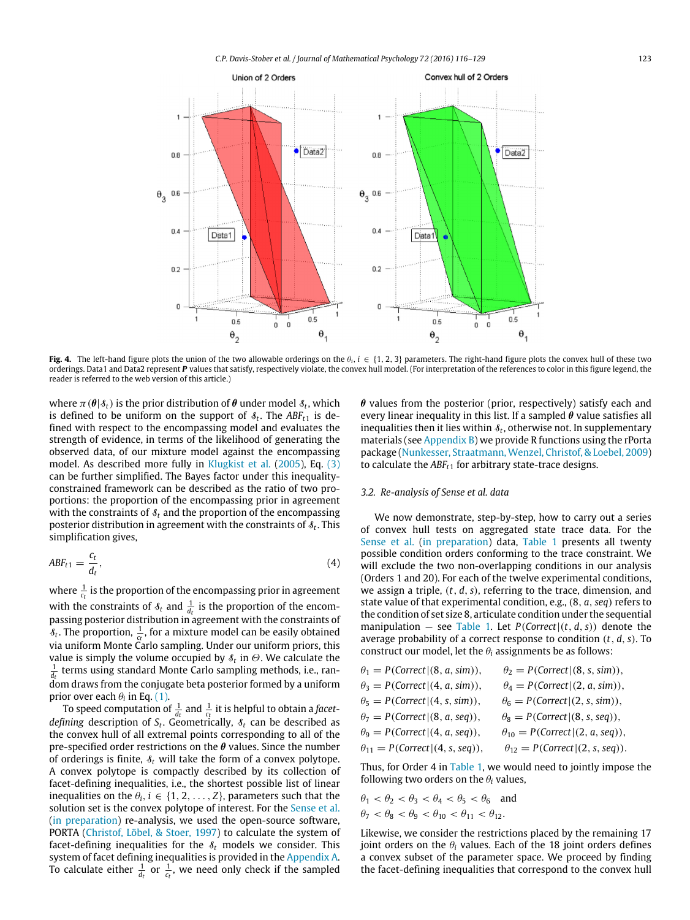Fig. 4. The left-hand figure plots the union of the two allowable orderings on the $\theta_i$, $i \in \{1, 2, 3\}$ parameters. The right-hand figure plots the convex hull of these two orderings. Data1 and Data2 represent $\boldsymbol{P}$ values that satisfy, respectively violate, the convex hull model. (For interpretation of the references to color in this figure legend, the reader is referred to the web version of this article.)

where $\pi(\boldsymbol{\theta}|\mathcal{S}_t)$ is the prior distribution of $\boldsymbol{\theta}$ under model $\mathcal{S}_t$, which is defined to be uniform on the support of $\mathcal{S}_t$. The $ABF_{t1}$ is defined with respect to the encompassing model and evaluates the strength of evidence, in terms of the likelihood of generating the observed data, of our mixture model against the encompassing model. As described more fully in Klugkist et al. (2005), Eq. (3) can be further simplified. The Bayes factor under this inequality-constrained framework can be described as the ratio of two proportions: the proportion of the encompassing prior in agreement with the constraints of $\mathcal{S}_t$ and the proportion of the encompassing posterior distribution in agreement with the constraints of $\mathcal{S}_t$. This simplification gives,

$$ABF_{t1} = \frac{c_t}{d_t}, \tag{4}$$

where $\frac{1}{c_t}$ is the proportion of the encompassing prior in agreement with the constraints of $\mathcal{S}_t$ and $\frac{1}{d_t}$ is the proportion of the encompassing posterior distribution in agreement with the constraints of $\mathcal{S}_t$. The proportion, $\frac{1}{c_t}$, for a mixture model can be easily obtained via uniform Monte Carlo sampling. Under our uniform priors, this value is simply the volume occupied by $\mathcal{S}_t$ in $\Theta$. We calculate the $\frac{1}{d_t}$ terms using standard Monte Carlo sampling methods, i.e., random draws from the conjugate beta posterior formed by a uniform prior over each $\theta_i$ in Eq. (1).

To speed computation of $\frac{1}{d_t}$ and $\frac{1}{c_t}$ it is helpful to obtain a *facet-defining* description of $S_t$. Geometrically, $\mathcal{S}_t$ can be described as the convex hull of all extremal points corresponding to all of the pre-specified order restrictions on the $\boldsymbol{\theta}$ values. Since the number of orderings is finite, $\mathcal{S}_t$ will take the form of a convex polytope. A convex polytope is compactly described by its collection of facet-defining inequalities, i.e., the shortest possible list of linear inequalities on the $\theta_i$, $i \in \{1, 2, \ldots, Z\}$, parameters such that the solution set is the convex polytope of interest. For the Sense et al. (in preparation) re-analysis, we used the open-source software, PORTA (Christof, Löbel, & Stoer, 1997) to calculate the system of facet-defining inequalities for the $\mathcal{S}_t$ models we consider. This system of facet defining inequalities is provided in the Appendix A. To calculate either $\frac{1}{d_t}$ or $\frac{1}{c_t}$, we need only check if the sampled $\boldsymbol{\theta}$ values from the posterior (prior, respectively) satisfy each and every linear inequality in this list. If a sampled $\boldsymbol{\theta}$ value satisfies all inequalities then it lies within $\mathcal{S}_t$, otherwise not. In supplementary materials (see Appendix B) we provide R functions using the rPorta package (Nunkesser, Straatmann, Wenzel, Christof, & Loebel, 2009) to calculate the $ABF_{t1}$ for arbitrary state-trace designs.

### 3.2. Re-analysis of Sense et al. data

We now demonstrate, step-by-step, how to carry out a series of convex hull tests on aggregated state trace data. For the Sense et al. (in preparation) data, Table 1 presents all twenty possible condition orders conforming to the trace constraint. We will exclude the two non-overlapping conditions in our analysis (Orders 1 and 20). For each of the twelve experimental conditions, we assign a triple, $(t, d, s)$, referring to the trace, dimension, and state value of that experimental condition, e.g., $(8, a, seq)$ refers to the condition of set size 8, articulate condition under the sequential manipulation — see Table 1. Let $P(Correct|(t, d, s))$ denote the average probability of a correct response to condition $(t, d, s)$. To construct our model, let the $\theta_i$ assignments be as follows:

$$\begin{aligned}
\theta_1 &= P(Correct|(8, a, sim)), & \theta_2 &= P(Correct|(8, s, sim)),\\
\theta_3 &= P(Correct|(4, a, sim)), & \theta_4 &= P(Correct|(2, a, sim)),\\
\theta_5 &= P(Correct|(4, s, sim)), & \theta_6 &= P(Correct|(2, s, sim)),\\
\theta_7 &= P(Correct|(8, a, seq)), & \theta_8 &= P(Correct|(8, s, seq)),\\
\theta_9 &= P(Correct|(4, a, seq)), & \theta_{10} &= P(Correct|(2, a, seq)),\\
\theta_{11} &= P(Correct|(4, s, seq)), & \theta_{12} &= P(Correct|(2, s, seq)).
\end{aligned}$$

Thus, for Order 4 in Table 1, we would need to jointly impose the following two orders on the $\theta_i$ values,

$$\theta_1 < \theta_2 < \theta_3 < \theta_4 < \theta_5 < \theta_6 \quad \text{and}$$
$$\theta_7 < \theta_8 < \theta_9 < \theta_{10} < \theta_{11} < \theta_{12}.$$

Likewise, we consider the restrictions placed by the remaining 17 joint orders on the $\theta_i$ values. Each of the 18 joint orders defines a convex subset of the parameter space. We proceed by finding the facet-defining inequalities that correspond to the convex hull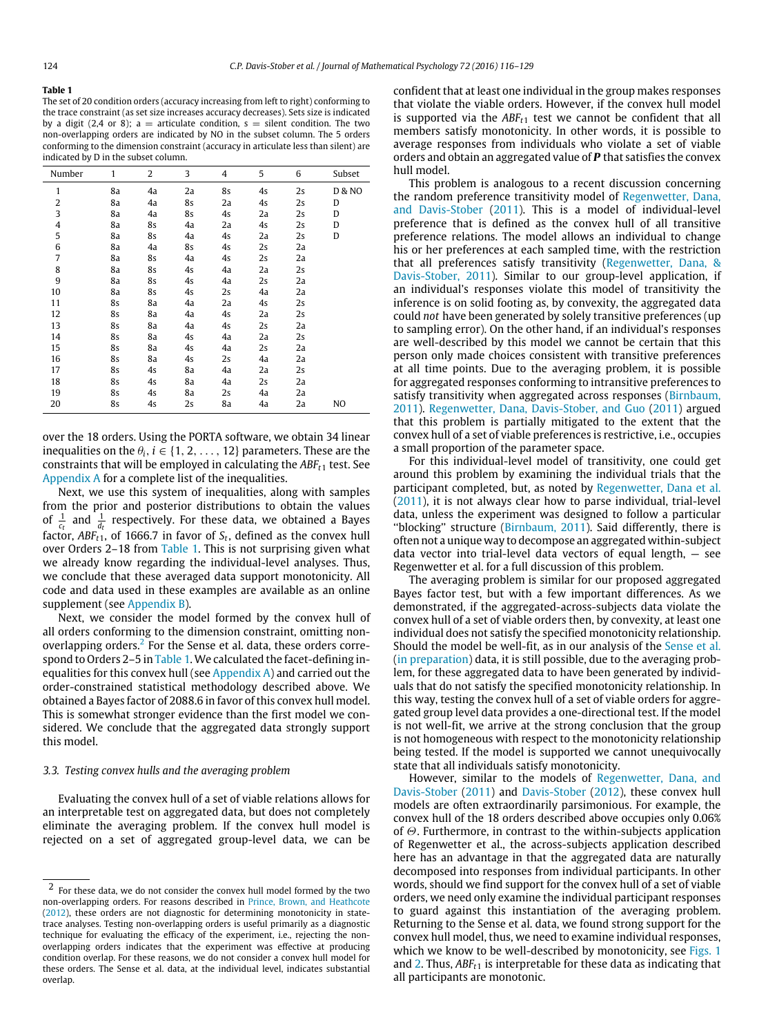**Table 1**

The set of 20 condition orders (accuracy increasing from left to right) conforming to the trace constraint (as set size increases accuracy decreases). Sets size is indicated by a digit (2,4 or 8); a = articulate condition, s = silent condition. The two non-overlapping orders are indicated by NO in the subset column. The 5 orders conforming to the dimension constraint (accuracy in articulate less than silent) are indicated by D in the subset column.

| Number | 1 | 2 | 3 | 4 | 5 | 6 | Subset |
|---|---|---|---|---|---|---|---|
| 1 | 8a | 4a | 2a | 8s | 4s | 2s | D & NO |
| 2 | 8a | 4a | 8s | 2a | 4s | 2s | D |
| 3 | 8a | 4a | 8s | 4s | 2a | 2s | D |
| 4 | 8a | 8s | 4a | 2a | 4s | 2s | D |
| 5 | 8a | 8s | 4a | 4s | 2a | 2s | D |
| 6 | 8a | 4a | 8s | 4s | 2s | 2a | |
| 7 | 8a | 8s | 4a | 4s | 2s | 2a | |
| 8 | 8a | 8s | 4s | 4a | 2a | 2s | |
| 9 | 8a | 8s | 4s | 4a | 2s | 2a | |
| 10 | 8a | 8s | 4s | 2s | 4a | 2a | |
| 11 | 8s | 8a | 4a | 2a | 4s | 2s | |
| 12 | 8s | 8a | 4a | 4s | 2a | 2s | |
| 13 | 8s | 8a | 4a | 4s | 2s | 2a | |
| 14 | 8s | 8a | 4s | 4a | 2a | 2s | |
| 15 | 8s | 8a | 4s | 4a | 2s | 2a | |
| 16 | 8s | 8a | 4s | 2s | 4a | 2a | |
| 17 | 8s | 4s | 8a | 4a | 2a | 2s | |
| 18 | 8s | 4s | 8a | 4a | 2s | 2a | |
| 19 | 8s | 4s | 8a | 2s | 4a | 2a | |
| 20 | 8s | 4s | 2s | 8a | 4a | 2a | NO |

over the 18 orders. Using the PORTA software, we obtain 34 linear inequalities on the $\theta_i, i \in \{1, 2, \ldots, 12\}$ parameters. These are the constraints that will be employed in calculating the $ABF_{t1}$ test. See Appendix A for a complete list of the inequalities.

Next, we use this system of inequalities, along with samples from the prior and posterior distributions to obtain the values of $\frac{1}{c_t}$ and $\frac{1}{d_t}$ respectively. For these data, we obtained a Bayes factor, $ABF_{t1}$, of 1666.7 in favor of $S_t$, defined as the convex hull over Orders 2–18 from Table 1. This is not surprising given what we already know regarding the individual-level analyses. Thus, we conclude that these averaged data support monotonicity. All code and data used in these examples are available as an online supplement (see Appendix B).

Next, we consider the model formed by the convex hull of all orders conforming to the dimension constraint, omitting non-overlapping orders.[2] For the Sense et al. data, these orders correspond to Orders 2–5 in Table 1. We calculated the facet-defining inequalities for this convex hull (see Appendix A) and carried out the order-constrained statistical methodology described above. We obtained a Bayes factor of 2088.6 in favor of this convex hull model. This is somewhat stronger evidence than the first model we considered. We conclude that the aggregated data strongly support this model.

### 3.3. Testing convex hulls and the averaging problem

Evaluating the convex hull of a set of viable relations allows for an interpretable test on aggregated data, but does not completely eliminate the averaging problem. If the convex hull model is rejected on a set of aggregated group-level data, we can be confident that at least one individual in the group makes responses that violate the viable orders. However, if the convex hull model is supported via the $ABF_{t1}$ test we cannot be confident that all members satisfy monotonicity. In other words, it is possible to average responses from individuals who violate a set of viable orders and obtain an aggregated value of $\boldsymbol{P}$ that satisfies the convex hull model.

This problem is analogous to a recent discussion concerning the random preference transitivity model of Regenwetter, Dana, and Davis-Stober (2011). This is a model of individual-level preference that is defined as the convex hull of all transitive preference relations. The model allows an individual to change his or her preferences at each sampled time, with the restriction that all preferences satisfy transitivity (Regenwetter, Dana, & Davis-Stober, 2011). Similar to our group-level application, if an individual's responses violate this model of transitivity the inference is on solid footing as, by convexity, the aggregated data could *not* have been generated by solely transitive preferences (up to sampling error). On the other hand, if an individual's responses are well-described by this model we cannot be certain that this person only made choices consistent with transitive preferences at all time points. Due to the averaging problem, it is possible for aggregated responses conforming to intransitive preferences to satisfy transitivity when aggregated across responses (Birnbaum, 2011). Regenwetter, Dana, Davis-Stober, and Guo (2011) argued that this problem is partially mitigated to the extent that the convex hull of a set of viable preferences is restrictive, i.e., occupies a small proportion of the parameter space.

For this individual-level model of transitivity, one could get around this problem by examining the individual trials that the participant completed, but, as noted by Regenwetter, Dana et al. (2011), it is not always clear how to parse individual, trial-level data, unless the experiment was designed to follow a particular "blocking" structure (Birnbaum, 2011). Said differently, there is often not a unique way to decompose an aggregated within-subject data vector into trial-level data vectors of equal length, — see Regenwetter et al. for a full discussion of this problem.

The averaging problem is similar for our proposed aggregated Bayes factor test, but with a few important differences. As we demonstrated, if the aggregated-across-subjects data violate the convex hull of a set of viable orders then, by convexity, at least one individual does not satisfy the specified monotonicity relationship. Should the model be well-fit, as in our analysis of the Sense et al. (in preparation) data, it is still possible, due to the averaging problem, for these aggregated data to have been generated by individuals that do not satisfy the specified monotonicity relationship. In this way, testing the convex hull of a set of viable orders for aggregated group level data provides a one-directional test. If the model is not well-fit, we arrive at the strong conclusion that the group is not homogeneous with respect to the monotonicity relationship being tested. If the model is supported we cannot unequivocally state that all individuals satisfy monotonicity.

However, similar to the models of Regenwetter, Dana, and Davis-Stober (2011) and Davis-Stober (2012), these convex hull models are often extraordinarily parsimonious. For example, the convex hull of the 18 orders described above occupies only 0.06% of $\Theta$. Furthermore, in contrast to the within-subjects application of Regenwetter et al., the across-subjects application described here has an advantage in that the aggregated data are naturally decomposed into responses from individual participants. In other words, should we find support for the convex hull of a set of viable orders, we need only examine the individual participant responses to guard against this instantiation of the averaging problem. Returning to the Sense et al. data, we found strong support for the convex hull model, thus, we need to examine individual responses, which we know to be well-described by monotonicity, see Figs. 1 and 2. Thus, $ABF_{t1}$ is interpretable for these data as indicating that all participants are monotonic.

[2] For these data, we do not consider the convex hull model formed by the two non-overlapping orders. For reasons described in Prince, Brown, and Heathcote (2012), these orders are not diagnostic for determining monotonicity in state-trace analyses. Testing non-overlapping orders is useful primarily as a diagnostic technique for evaluating the efficacy of the experiment, i.e., rejecting the non-overlapping orders indicates that the experiment was effective at producing condition overlap. For these reasons, we do not consider a convex hull model for these orders. The Sense et al. data, at the individual level, indicates substantial overlap.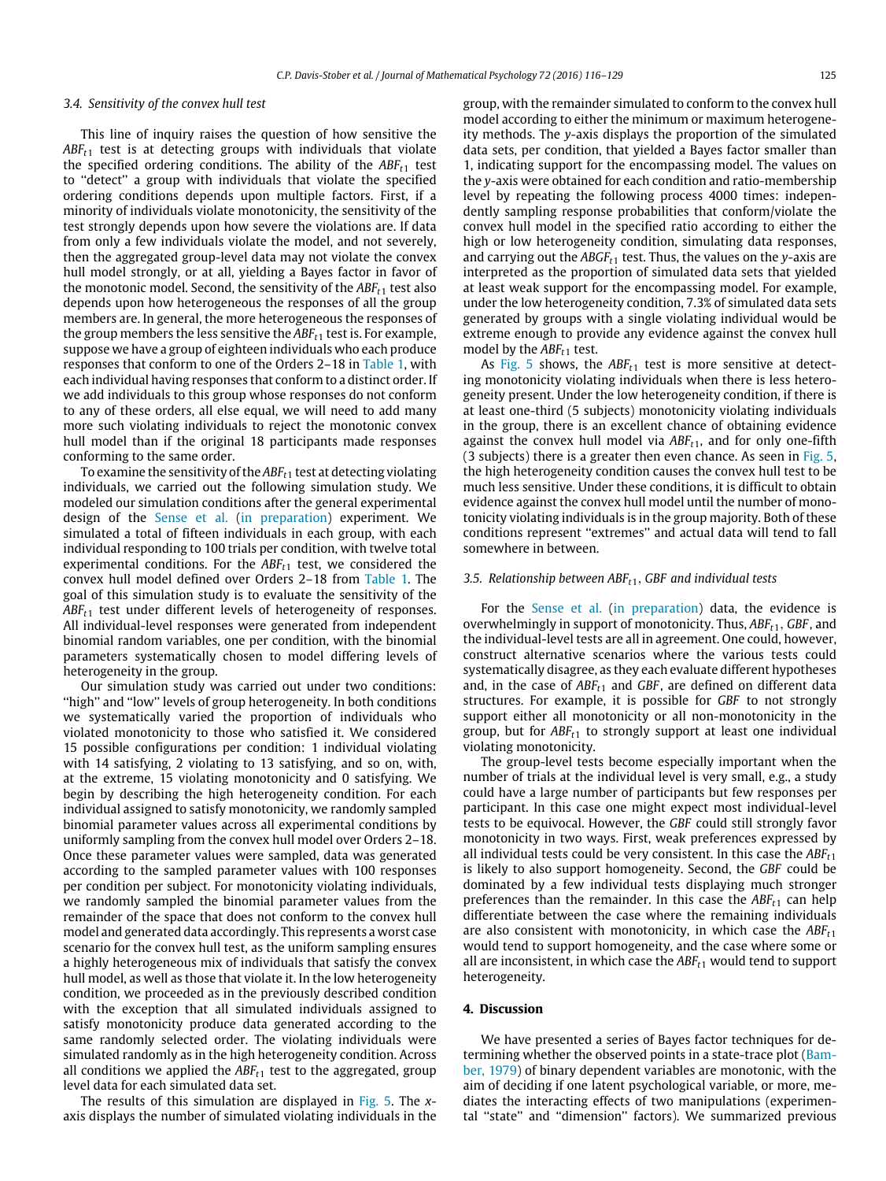### 3.4. Sensitivity of the convex hull test

This line of inquiry raises the question of how sensitive the $ABF_{t1}$ test is at detecting groups with individuals that violate the specified ordering conditions. The ability of the $ABF_{t1}$ test to "detect" a group with individuals that violate the specified ordering conditions depends upon multiple factors. First, if a minority of individuals violate monotonicity, the sensitivity of the test strongly depends upon how severe the violations are. If data from only a few individuals violate the model, and not severely, then the aggregated group-level data may not violate the convex hull model strongly, or at all, yielding a Bayes factor in favor of the monotonic model. Second, the sensitivity of the $ABF_{t1}$ test also depends upon how heterogeneous the responses of all the group members are. In general, the more heterogeneous the responses of the group members the less sensitive the $ABF_{t1}$ test is. For example, suppose we have a group of eighteen individuals who each produce responses that conform to one of the Orders 2–18 in Table 1, with each individual having responses that conform to a distinct order. If we add individuals to this group whose responses do not conform to any of these orders, all else equal, we will need to add many more such violating individuals to reject the monotonic convex hull model than if the original 18 participants made responses conforming to the same order.

To examine the sensitivity of the $ABF_{t1}$ test at detecting violating individuals, we carried out the following simulation study. We modeled our simulation conditions after the general experimental design of the Sense et al. (in preparation) experiment. We simulated a total of fifteen individuals in each group, with each individual responding to 100 trials per condition, with twelve total experimental conditions. For the $ABF_{t1}$ test, we considered the convex hull model defined over Orders 2–18 from Table 1. The goal of this simulation study is to evaluate the sensitivity of the $ABF_{t1}$ test under different levels of heterogeneity of responses. All individual-level responses were generated from independent binomial random variables, one per condition, with the binomial parameters systematically chosen to model differing levels of heterogeneity in the group.

Our simulation study was carried out under two conditions: "high" and "low" levels of group heterogeneity. In both conditions we systematically varied the proportion of individuals who violated monotonicity to those who satisfied it. We considered 15 possible configurations per condition: 1 individual violating with 14 satisfying, 2 violating to 13 satisfying, and so on, with, at the extreme, 15 violating monotonicity and 0 satisfying. We begin by describing the high heterogeneity condition. For each individual assigned to satisfy monotonicity, we randomly sampled binomial parameter values across all experimental conditions by uniformly sampling from the convex hull model over Orders 2–18. Once these parameter values were sampled, data was generated according to the sampled parameter values with 100 responses per condition per subject. For monotonicity violating individuals, we randomly sampled the binomial parameter values from the remainder of the space that does not conform to the convex hull model and generated data accordingly. This represents a worst case scenario for the convex hull test, as the uniform sampling ensures a highly heterogeneous mix of individuals that satisfy the convex hull model, as well as those that violate it. In the low heterogeneity condition, we proceeded as in the previously described condition with the exception that all simulated individuals assigned to satisfy monotonicity produce data generated according to the same randomly selected order. The violating individuals were simulated randomly as in the high heterogeneity condition. Across all conditions we applied the $ABF_{t1}$ test to the aggregated, group level data for each simulated data set.

The results of this simulation are displayed in Fig. 5. The $x$-axis displays the number of simulated violating individuals in the group, with the remainder simulated to conform to the convex hull model according to either the minimum or maximum heterogeneity methods. The $y$-axis displays the proportion of the simulated data sets, per condition, that yielded a Bayes factor smaller than 1, indicating support for the encompassing model. The values on the $y$-axis were obtained for each condition and ratio-membership level by repeating the following process 4000 times: independently sampling response probabilities that conform/violate the convex hull model in the specified ratio according to either the high or low heterogeneity condition, simulating data responses, and carrying out the $ABGF_{t1}$ test. Thus, the values on the $y$-axis are interpreted as the proportion of simulated data sets that yielded at least weak support for the encompassing model. For example, under the low heterogeneity condition, 7.3% of simulated data sets generated by groups with a single violating individual would be extreme enough to provide any evidence against the convex hull model by the $ABF_{t1}$ test.

As Fig. 5 shows, the $ABF_{t1}$ test is more sensitive at detecting monotonicity violating individuals when there is less heterogeneity present. Under the low heterogeneity condition, if there is at least one-third (5 subjects) monotonicity violating individuals in the group, there is an excellent chance of obtaining evidence against the convex hull model via $ABF_{t1}$, and for only one-fifth (3 subjects) there is a greater then even chance. As seen in Fig. 5, the high heterogeneity condition causes the convex hull test to be much less sensitive. Under these conditions, it is difficult to obtain evidence against the convex hull model until the number of monotonicity violating individuals is in the group majority. Both of these conditions represent "extremes" and actual data will tend to fall somewhere in between.

### 3.5. Relationship between $ABF_{t1}$, GBF and individual tests

For the Sense et al. (in preparation) data, the evidence is overwhelmingly in support of monotonicity. Thus, $ABF_{t1}$, $GBF$, and the individual-level tests are all in agreement. One could, however, construct alternative scenarios where the various tests could systematically disagree, as they each evaluate different hypotheses and, in the case of $ABF_{t1}$ and $GBF$, are defined on different data structures. For example, it is possible for $GBF$ to not strongly support either all monotonicity or all non-monotonicity in the group, but for $ABF_{t1}$ to strongly support at least one individual violating monotonicity.

The group-level tests become especially important when the number of trials at the individual level is very small, e.g., a study could have a large number of participants but few responses per participant. In this case one might expect most individual-level tests to be equivocal. However, the $GBF$ could still strongly favor monotonicity in two ways. First, weak preferences expressed by all individual tests could be very consistent. In this case the $ABF_{t1}$ is likely to also support homogeneity. Second, the $GBF$ could be dominated by a few individual tests displaying much stronger preferences than the remainder. In this case the $ABF_{t1}$ can help differentiate between the case where the remaining individuals are also consistent with monotonicity, in which case the $ABF_{t1}$ would tend to support homogeneity, and the case where some or all are inconsistent, in which case the $ABF_{t1}$ would tend to support heterogeneity.

## 4. Discussion

We have presented a series of Bayes factor techniques for determining whether the observed points in a state-trace plot (Bamber, 1979) of binary dependent variables are monotonic, with the aim of deciding if one latent psychological variable, or more, mediates the interacting effects of two manipulations (experimental "state" and "dimension" factors). We summarized previous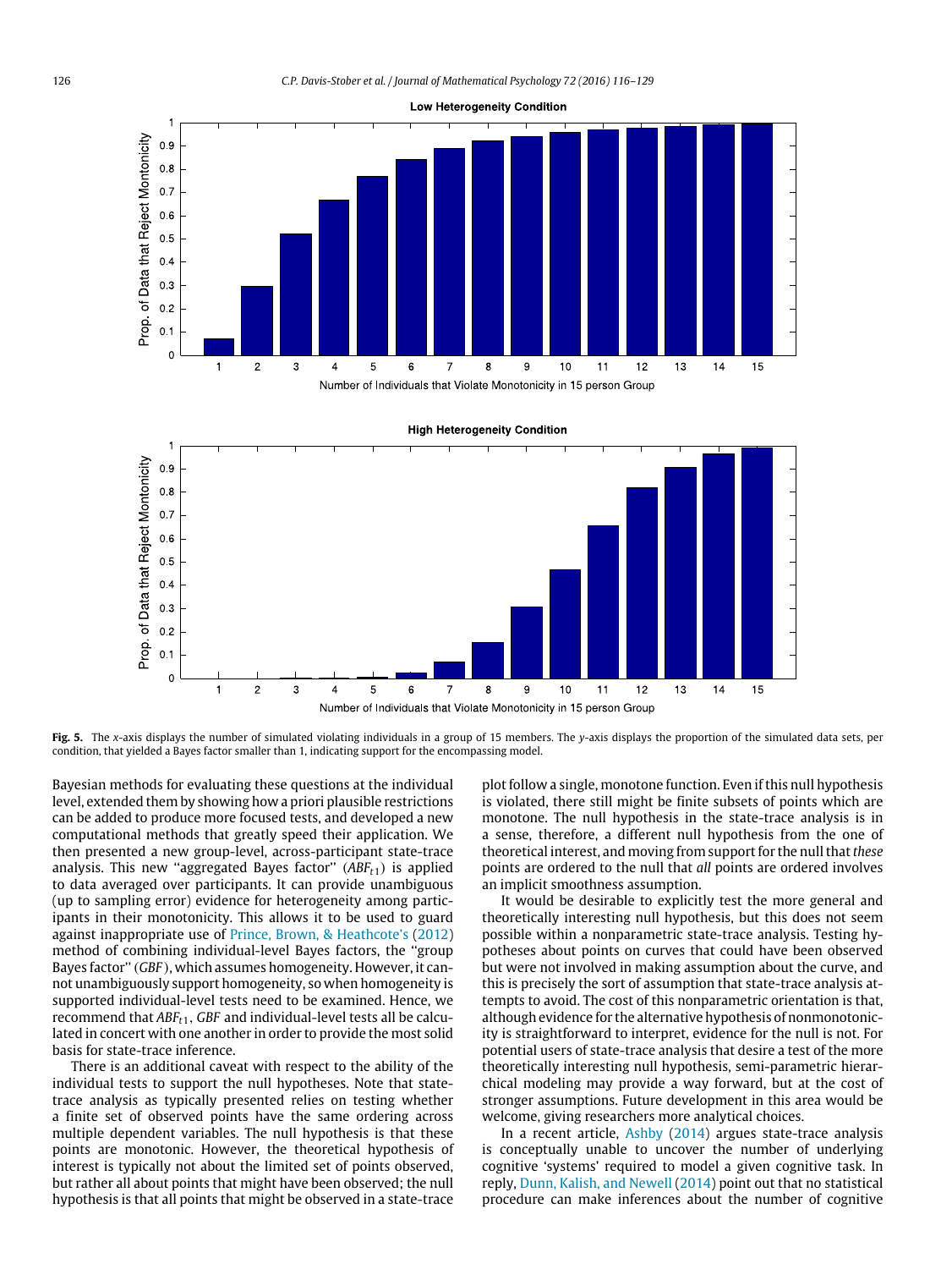**Fig. 5.** The *x*-axis displays the number of simulated violating individuals in a group of 15 members. The *y*-axis displays the proportion of the simulated data sets, per condition, that yielded a Bayes factor smaller than 1, indicating support for the encompassing model.

Bayesian methods for evaluating these questions at the individual level, extended them by showing how a priori plausible restrictions can be added to produce more focused tests, and developed a new computational methods that greatly speed their application. We then presented a new group-level, across-participant state-trace analysis. This new "aggregated Bayes factor" ($ABF_{t1}$) is applied to data averaged over participants. It can provide unambiguous (up to sampling error) evidence for heterogeneity among participants in their monotonicity. This allows it to be used to guard against inappropriate use of Prince, Brown, & Heathcote's (2012) method of combining individual-level Bayes factors, the "group Bayes factor" (*GBF*), which assumes homogeneity. However, it cannot unambiguously support homogeneity, so when homogeneity is supported individual-level tests need to be examined. Hence, we recommend that $ABF_{t1}$, *GBF* and individual-level tests all be calculated in concert with one another in order to provide the most solid basis for state-trace inference.

There is an additional caveat with respect to the ability of the individual tests to support the null hypotheses. Note that state-trace analysis as typically presented relies on testing whether a finite set of observed points have the same ordering across multiple dependent variables. The null hypothesis is that these points are monotonic. However, the theoretical hypothesis of interest is typically not about the limited set of points observed, but rather all about points that might have been observed; the null hypothesis is that all points that might be observed in a state-trace plot follow a single, monotone function. Even if this null hypothesis is violated, there still might be finite subsets of points which are monotone. The null hypothesis in the state-trace analysis is in a sense, therefore, a different null hypothesis from the one of theoretical interest, and moving from support for the null that *these* points are ordered to the null that *all* points are ordered involves an implicit smoothness assumption.

It would be desirable to explicitly test the more general and theoretically interesting null hypothesis, but this does not seem possible within a nonparametric state-trace analysis. Testing hypotheses about points on curves that could have been observed but were not involved in making assumption about the curve, and this is precisely the sort of assumption that state-trace analysis attempts to avoid. The cost of this nonparametric orientation is that, although evidence for the alternative hypothesis of nonmonotonicity is straightforward to interpret, evidence for the null is not. For potential users of state-trace analysis that desire a test of the more theoretically interesting null hypothesis, semi-parametric hierarchical modeling may provide a way forward, but at the cost of stronger assumptions. Future development in this area would be welcome, giving researchers more analytical choices.

In a recent article, Ashby (2014) argues state-trace analysis is conceptually unable to uncover the number of underlying cognitive 'systems' required to model a given cognitive task. In reply, Dunn, Kalish, and Newell (2014) point out that no statistical procedure can make inferences about the number of cognitive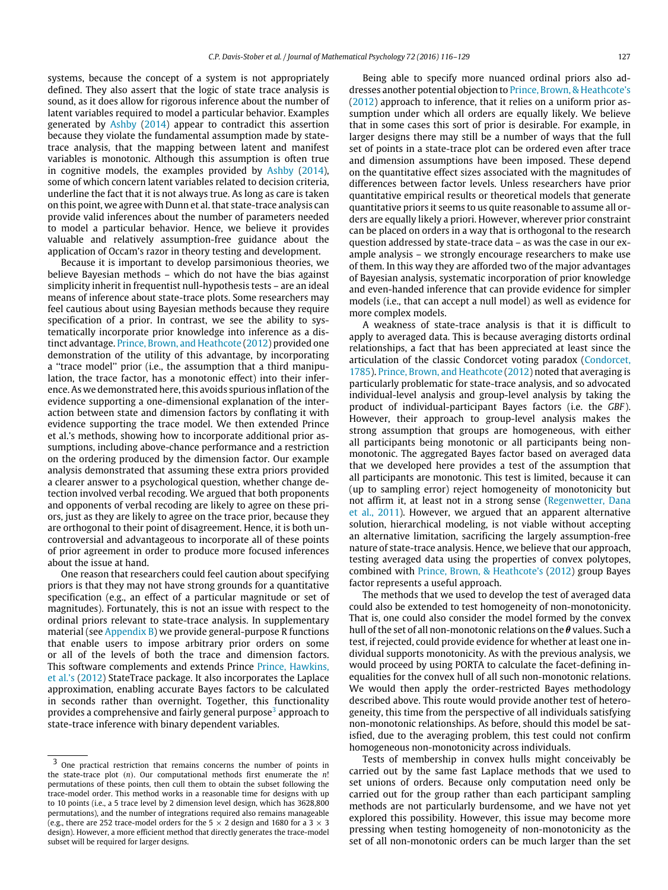systems, because the concept of a system is not appropriately defined. They also assert that the logic of state trace analysis is sound, as it does allow for rigorous inference about the number of latent variables required to model a particular behavior. Examples generated by Ashby (2014) appear to contradict this assertion because they violate the fundamental assumption made by state-trace analysis, that the mapping between latent and manifest variables is monotonic. Although this assumption is often true in cognitive models, the examples provided by Ashby (2014), some of which concern latent variables related to decision criteria, underline the fact that it is not always true. As long as care is taken on this point, we agree with Dunn et al. that state-trace analysis can provide valid inferences about the number of parameters needed to model a particular behavior. Hence, we believe it provides valuable and relatively assumption-free guidance about the application of Occam's razor in theory testing and development.

Because it is important to develop parsimonious theories, we believe Bayesian methods – which do not have the bias against simplicity inherit in frequentist null-hypothesis tests – are an ideal means of inference about state-trace plots. Some researchers may feel cautious about using Bayesian methods because they require specification of a prior. In contrast, we see the ability to systematically incorporate prior knowledge into inference as a distinct advantage. Prince, Brown, and Heathcote (2012) provided one demonstration of the utility of this advantage, by incorporating a "trace model" prior (i.e., the assumption that a third manipulation, the trace factor, has a monotonic effect) into their inference. As we demonstrated here, this avoids spurious inflation of the evidence supporting a one-dimensional explanation of the interaction between state and dimension factors by conflating it with evidence supporting the trace model. We then extended Prince et al.'s methods, showing how to incorporate additional prior assumptions, including above-chance performance and a restriction on the ordering produced by the dimension factor. Our example analysis demonstrated that assuming these extra priors provided a clearer answer to a psychological question, whether change detection involved verbal recoding. We argued that both proponents and opponents of verbal recoding are likely to agree on these priors, just as they are likely to agree on the trace prior, because they are orthogonal to their point of disagreement. Hence, it is both uncontroversial and advantageous to incorporate all of these points of prior agreement in order to produce more focused inferences about the issue at hand.

One reason that researchers could feel caution about specifying priors is that they may not have strong grounds for a quantitative specification (e.g., an effect of a particular magnitude or set of magnitudes). Fortunately, this is not an issue with respect to the ordinal priors relevant to state-trace analysis. In supplementary material (see Appendix B) we provide general-purpose R functions that enable users to impose arbitrary prior orders on some or all of the levels of both the trace and dimension factors. This software complements and extends Prince, Hawkins, et al.'s (2012) StateTrace package. It also incorporates the Laplace approximation, enabling accurate Bayes factors to be calculated in seconds rather than overnight. Together, this functionality provides a comprehensive and fairly general purpose[3] approach to state-trace inference with binary dependent variables.

Being able to specify more nuanced ordinal priors also addresses another potential objection to Prince, Brown, & Heathcote's (2012) approach to inference, that it relies on a uniform prior assumption under which all orders are equally likely. We believe that in some cases this sort of prior is desirable. For example, in larger designs there may still be a number of ways that the full set of points in a state-trace plot can be ordered even after trace and dimension assumptions have been imposed. These depend on the quantitative effect sizes associated with the magnitudes of differences between factor levels. Unless researchers have prior quantitative empirical results or theoretical models that generate quantitative priors it seems to us quite reasonable to assume all orders are equally likely a priori. However, wherever prior constraint can be placed on orders in a way that is orthogonal to the research question addressed by state-trace data – as was the case in our example analysis – we strongly encourage researchers to make use of them. In this way they are afforded two of the major advantages of Bayesian analysis, systematic incorporation of prior knowledge and even-handed inference that can provide evidence for simpler models (i.e., that can accept a null model) as well as evidence for more complex models.

A weakness of state-trace analysis is that it is difficult to apply to averaged data. This is because averaging distorts ordinal relationships, a fact that has been appreciated at least since the articulation of the classic Condorcet voting paradox (Condorcet, 1785). Prince, Brown, and Heathcote (2012) noted that averaging is particularly problematic for state-trace analysis, and so advocated individual-level analysis and group-level analysis by taking the product of individual-participant Bayes factors (i.e. the *GBF*). However, their approach to group-level analysis makes the strong assumption that groups are homogeneous, with either all participants being monotonic or all participants being non-monotonic. The aggregated Bayes factor based on averaged data that we developed here provides a test of the assumption that all participants are monotonic. This test is limited, because it can (up to sampling error) reject homogeneity of monotonicity but not affirm it, at least not in a strong sense (Regenwetter, Dana et al., 2011). However, we argued that an apparent alternative solution, hierarchical modeling, is not viable without accepting an alternative limitation, sacrificing the largely assumption-free nature of state-trace analysis. Hence, we believe that our approach, testing averaged data using the properties of convex polytopes, combined with Prince, Brown, & Heathcote's (2012) group Bayes factor represents a useful approach.

The methods that we used to develop the test of averaged data could also be extended to test homogeneity of non-monotonicity. That is, one could also consider the model formed by the convex hull of the set of all non-monotonic relations on the $\boldsymbol{\theta}$ values. Such a test, if rejected, could provide evidence for whether at least one individual supports monotonicity. As with the previous analysis, we would proceed by using PORTA to calculate the facet-defining inequalities for the convex hull of all such non-monotonic relations. We would then apply the order-restricted Bayes methodology described above. This route would provide another test of heterogeneity, this time from the perspective of all individuals satisfying non-monotonic relationships. As before, should this model be satisfied, due to the averaging problem, this test could not confirm homogeneous non-monotonicity across individuals.

Tests of membership in convex hulls might conceivably be carried out by the same fast Laplace methods that we used to set unions of orders. Because only computation need only be carried out for the group rather than each participant sampling methods are not particularly burdensome, and we have not yet explored this possibility. However, this issue may become more pressing when testing homogeneity of non-monotonicity as the set of all non-monotonic orders can be much larger than the set

---

[3] One practical restriction that remains concerns the number of points in the state-trace plot ($n$). Our computational methods first enumerate the $n!$ permutations of these points, then cull them to obtain the subset following the trace-model order. This method works in a reasonable time for designs with up to 10 points (i.e., a 5 trace level by 2 dimension level design, which has 3628,800 permutations), and the number of iterations required also remains manageable (e.g., there are 252 trace-model orders for the 5 × 2 design and 1680 for a 3 × 3 design). However, a more efficient method that directly generates the trace-model subset will be required for larger designs.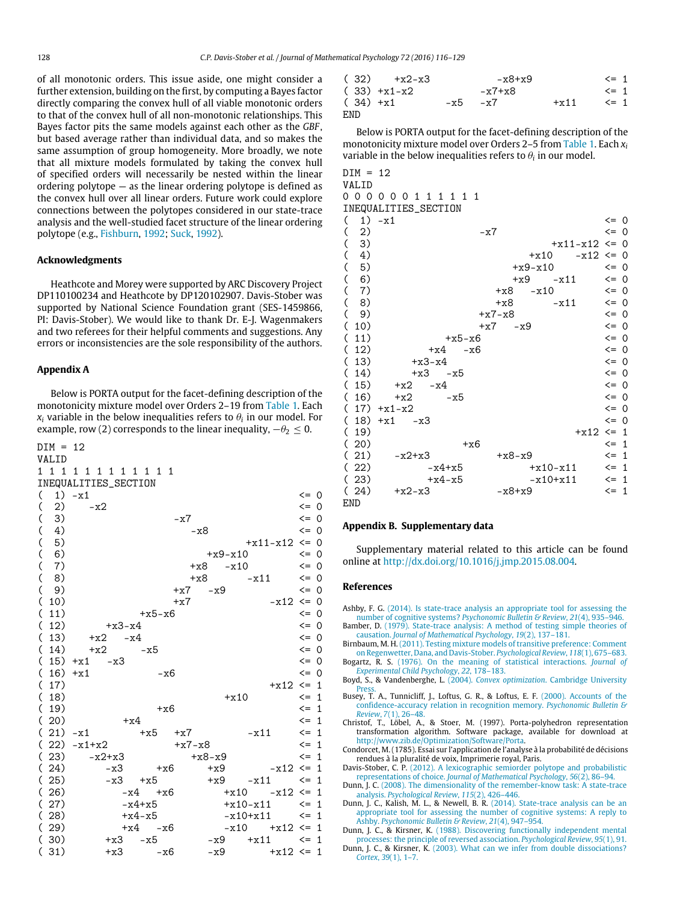of all monotonic orders. This issue aside, one might consider a further extension, building on the first, by computing a Bayes factor directly comparing the convex hull of all viable monotonic orders to that of the convex hull of all non-monotonic relationships. This Bayes factor pits the same models against each other as the *GBF*, but based average rather than individual data, and so makes the same assumption of group homogeneity. More broadly, we note that all mixture models formulated by taking the convex hull of specified orders will necessarily be nested within the linear ordering polytope — as the linear ordering polytope is defined as the convex hull over all linear orders. Future work could explore connections between the polytopes considered in our state-trace analysis and the well-studied facet structure of the linear ordering polytope (e.g., Fishburn, 1992; Suck, 1992).

### Acknowledgments

Heathcote and Morey were supported by ARC Discovery Project DP110100234 and Heathcote by DP120102907. Davis-Stober was supported by National Science Foundation grant (SES-1459866, PI: Davis-Stober). We would like to thank Dr. E-J. Wagenmakers and two referees for their helpful comments and suggestions. Any errors or inconsistencies are the sole responsibility of the authors.

### Appendix A

Below is PORTA output for the facet-defining description of the monotonicity mixture model over Orders 2–19 from Table 1. Each $x_i$ variable in the below inequalities refers to $\theta_i$ in our model. For example, row (2) corresponds to the linear inequality, $-\theta_2 \leq 0$.

```
DIM = 12
VALID
1 1 1 1 1 1 1 1 1 1 1 1
INEQUALITIES_SECTION
(  1) -x1                                          <= 0
(  2)     -x2                                      <= 0
(  3)                         -x7                  <= 0
(  4)                             -x8              <= 0
(  5)                                  +x11-x12    <= 0
(  6)                              +x9-x10         <= 0
(  7)                          +x8    -x10         <= 0
(  8)                          +x8        -x11     <= 0
(  9)                      +x7    -x9              <= 0
( 10)                      +x7               -x12  <= 0
( 11)                 +x5-x6                       <= 0
( 12)        +x3-x4                                <= 0
( 13)     +x2    -x4                               <= 0
( 14)     +x2        -x5                           <= 0
( 15) +x1    -x3                                   <= 0
( 16) +x1                -x6                       <= 0
( 17)                                        +x12  <= 1
( 18)                                 +x10         <= 1
( 19)                    +x6                       <= 1
( 20)            +x4                               <= 1
( 21) -x1            +x5    +x7          -x11      <= 1
( 22) -x1+x2                +x7-x8                 <= 1
( 23)     -x2+x3                +x8-x9             <= 1
( 24)         -x3        +x6    +x9          -x12  <= 1
( 25)         -x3    +x5        +x9      -x11      <= 1
( 26)            -x4     +x6        +x10     -x12  <= 1
( 27)            -x4+x5             +x10-x11       <= 1
( 28)            +x4-x5             -x10+x11       <= 1
( 29)            +x4     -x6        -x10     +x12  <= 1
( 30)        +x3    -x5         -x9      +x11      <= 1
( 31)        +x3         -x6    -x9          +x12  <= 1
( 32)     +x2-x3                -x8+x9             <= 1
( 33) +x1-x2                -x7+x8                 <= 1
( 34) +x1            -x5    -x7              +x11  <= 1
END
```

Below is PORTA output for the facet-defining description of the monotonicity mixture model over Orders 2–5 from Table 1. Each $x_i$ variable in the below inequalities refers to $\theta_i$ in our model.

```
DIM = 12
VALID
0 0 0 0 0 0 1 1 1 1 1 1
INEQUALITIES_SECTION
(  1) -x1                                          <= 0
(  2)                         -x7                  <= 0
(  3)                                  +x11-x12    <= 0
(  4)                              +x10     -x12   <= 0
(  5)                          +x9-x10             <= 0
(  6)                          +x9     -x11        <= 0
(  7)                      +x8    -x10             <= 0
(  8)                      +x8         -x11        <= 0
(  9)                  +x7-x8                      <= 0
( 10)                  +x7    -x9                  <= 0
( 11)             +x5-x6                           <= 0
( 12)         +x4    -x6                           <= 0
( 13)     +x3-x4                                   <= 0
( 14)     +x3    -x5                               <= 0
( 15)     +x2    -x4                               <= 0
( 16)     +x2        -x5                           <= 0
( 17) +x1-x2                                       <= 0
( 18) +x1    -x3                                   <= 0
( 19)                                        +x12  <= 1
( 20)                   +x6                        <= 1
( 21)     -x2+x3                +x8-x9             <= 1
( 22)         -x4+x5                +x10-x11       <= 1
( 23)         +x4-x5                -x10+x11       <= 1
( 24)     +x2-x3                -x8+x9             <= 1
END
```

### Appendix B. Supplementary data

Supplementary material related to this article can be found online at http://dx.doi.org/10.1016/j.jmp.2015.08.004.

### References

Ashby, F. G. (2014). Is state-trace analysis an appropriate tool for assessing the number of cognitive systems? *Psychonomic Bulletin & Review*, *21*(4), 935–946.

Bamber, D. (1979). State-trace analysis: A method of testing simple theories of causation. *Journal of Mathematical Psychology*, *19*(2), 137–181.

Birnbaum, M. H. (2011). Testing mixture models of transitive preference: Comment on Regenwetter, Dana, and Davis-Stober. *Psychological Review*, *118*(1), 675–683.

Bogartz, R. S. (1976). On the meaning of statistical interactions. *Journal of Experimental Child Psychology*, *22*, 178–183.

Boyd, S., & Vandenberghe, L. (2004). *Convex optimization*. Cambridge University Press.

Busey, T. A., Tunnicliff, J., Loftus, G. R., & Loftus, E. F. (2000). Accounts of the confidence-accuracy relation in recognition memory. *Psychonomic Bulletin & Review*, *7*(1), 26–48.

Christof, T., Löbel, A., & Stoer, M. (1997). Porta-polyhedron representation transformation algorithm. Software package, available for download at http://www.zib.de/Optimization/Software/Porta.

Condorcet, M. (1785). Essai sur l'application de l'analyse à la probabilité de décisions rendues à la pluralité de voix, Imprimerie royal, Paris.

Davis-Stober, C. P. (2012). A lexicographic semiorder polytope and probabilistic representations of choice. *Journal of Mathematical Psychology*, *56*(2), 86–94.

Dunn, J. C. (2008). The dimensionality of the remember-know task: A state-trace analysis. *Psychological Review*, *115*(2), 426–446.

Dunn, J. C., Kalish, M. L., & Newell, B. R. (2014). State-trace analysis can be an appropriate tool for assessing the number of cognitive systems: A reply to Ashby. *Psychonomic Bulletin & Review*, *21*(4), 947–954.

Dunn, J. C., & Kirsner, K. (1988). Discovering functionally independent mental processes: the principle of reversed association. *Psychological Review*, *95*(1), 91.

Dunn, J. C., & Kirsner, K. (2003). What can we infer from double dissociations? *Cortex*, *39*(1), 1–7.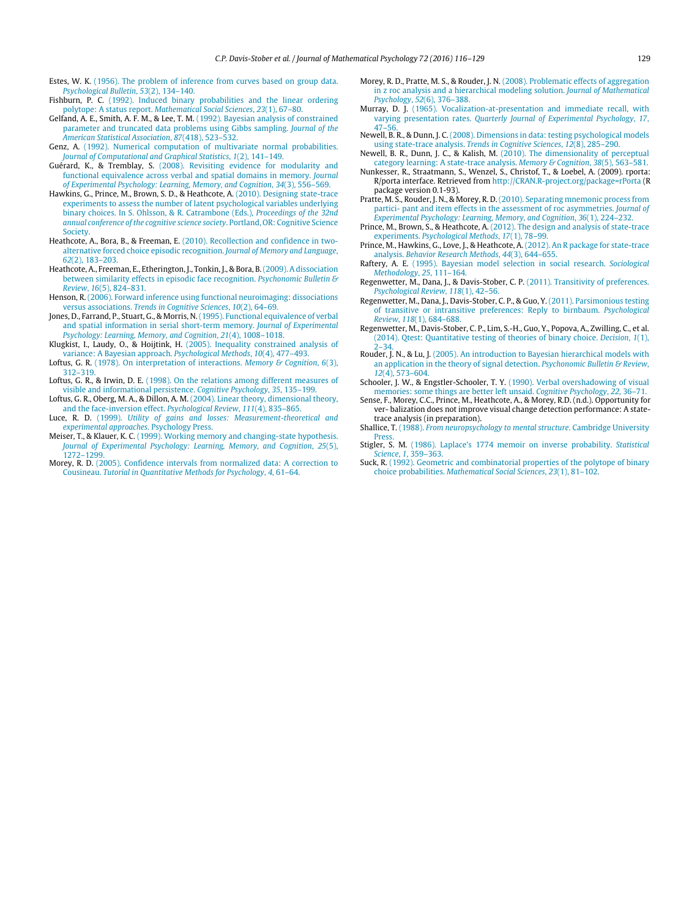Estes, W. K. (1956). The problem of inference from curves based on group data. *Psychological Bulletin*, *53*(2), 134–140.

Fishburn, P. C. (1992). Induced binary probabilities and the linear ordering polytope: A status report. *Mathematical Social Sciences*, *23*(1), 67–80.

Gelfand, A. E., Smith, A. F. M., & Lee, T. M. (1992). Bayesian analysis of constrained parameter and truncated data problems using Gibbs sampling. *Journal of the American Statistical Association*, *87*(418), 523–532.

Genz, A. (1992). Numerical computation of multivariate normal probabilities. *Journal of Computational and Graphical Statistics*, *1*(2), 141–149.

Guérard, K., & Tremblay, S. (2008). Revisiting evidence for modularity and functional equivalence across verbal and spatial domains in memory. *Journal of Experimental Psychology: Learning, Memory, and Cognition*, *34*(3), 556–569.

Hawkins, G., Prince, M., Brown, S. D., & Heathcote, A. (2010). Designing state-trace experiments to assess the number of latent psychological variables underlying binary choices. In S. Ohlsson, & R. Catrambone (Eds.), *Proceedings of the 32nd annual conference of the cognitive science society*. Portland, OR: Cognitive Science Society.

Heathcote, A., Bora, B., & Freeman, E. (2010). Recollection and confidence in two-alternative forced choice episodic recognition. *Journal of Memory and Language*, *62*(2), 183–203.

Heathcote, A., Freeman, E., Etherington, J., Tonkin, J., & Bora, B. (2009). A dissociation between similarity effects in episodic face recognition. *Psychonomic Bulletin & Review*, *16*(5), 824–831.

Henson, R. (2006). Forward inference using functional neuroimaging: dissociations versus associations. *Trends in Cognitive Sciences*, *10*(2), 64–69.

Jones, D., Farrand, P., Stuart, G., & Morris, N. (1995). Functional equivalence of verbal and spatial information in serial short-term memory. *Journal of Experimental Psychology: Learning, Memory, and Cognition*, *21*(4), 1008–1018.

Klugkist, I., Laudy, O., & Hoijtink, H. (2005). Inequality constrained analysis of variance: A Bayesian approach. *Psychological Methods*, *10*(4), 477–493.

Loftus, G. R. (1978). On interpretation of interactions. *Memory & Cognition*, *6*(3), 312–319.

Loftus, G. R., & Irwin, D. E. (1998). On the relations among different measures of visible and informational persistence. *Cognitive Psychology*, *35*, 135–199.

Loftus, G. R., Oberg, M. A., & Dillon, A. M. (2004). Linear theory, dimensional theory, and the face-inversion effect. *Psychological Review*, *111*(4), 835–865.

Luce, R. D. (1999). *Utility of gains and losses: Measurement-theoretical and experimental approaches*. Psychology Press.

Meiser, T., & Klauer, K. C. (1999). Working memory and changing-state hypothesis. *Journal of Experimental Psychology: Learning, Memory, and Cognition*, *25*(5), 1272–1299.

Morey, R. D. (2005). Confidence intervals from normalized data: A correction to Cousineau. *Tutorial in Quantitative Methods for Psychology*, *4*, 61–64.

Morey, R. D., Pratte, M. S., & Rouder, J. N. (2008). Problematic effects of aggregation in z roc analysis and a hierarchical modeling solution. *Journal of Mathematical Psychology*, *52*(6), 376–388.

Murray, D. J. (1965). Vocalization-at-presentation and immediate recall, with varying presentation rates. *Quarterly Journal of Experimental Psychology*, *17*, 47–56.

Newell, B. R., & Dunn, J. C. (2008). Dimensions in data: testing psychological models using state-trace analysis. *Trends in Cognitive Sciences*, *12*(8), 285–290.

Newell, B. R., Dunn, J. C., & Kalish, M. (2010). The dimensionality of perceptual category learning: A state-trace analysis. *Memory & Cognition*, *38*(5), 563–581.

Nunkesser, R., Straatmann, S., Wenzel, S., Christof, T., & Loebel, A. (2009). rporta: R/porta interface. Retrieved from http://CRAN.R-project.org/package=rPorta (R package version 0.1-93).

Pratte, M. S., Rouder, J. N., & Morey, R. D. (2010). Separating mnemonic process from partici- pant and item effects in the assessment of roc asymmetries. *Journal of Experimental Psychology: Learning, Memory, and Cognition*, *36*(1), 224–232.

Prince, M., Brown, S., & Heathcote, A. (2012). The design and analysis of state-trace experiments. *Psychological Methods*, *17*(1), 78–99.

Prince, M., Hawkins, G., Love, J., & Heathcote, A. (2012). An R package for state-trace analysis. *Behavior Research Methods*, *44*(3), 644–655.

Raftery, A. E. (1995). Bayesian model selection in social research. *Sociological Methodology*, *25*, 111–164.

Regenwetter, M., Dana, J., & Davis-Stober, C. P. (2011). Transitivity of preferences. *Psychological Review*, *118*(1), 42–56.

Regenwetter, M., Dana, J., Davis-Stober, C. P., & Guo, Y. (2011). Parsimonious testing of transitive or intransitive preferences: Reply to birnbaum. *Psychological Review*, *118*(1), 684–688.

Regenwetter, M., Davis-Stober, C. P., Lim, S.-H., Guo, Y., Popova, A., Zwilling, C., et al. (2014). Qtest: Quantitative testing of theories of binary choice. *Decision*, *1*(1), 2–34.

Rouder, J. N., & Lu, J. (2005). An introduction to Bayesian hierarchical models with an application in the theory of signal detection. *Psychonomic Bulletin & Review*, *12*(4), 573–604.

Schooler, J. W., & Engstler-Schooler, T. Y. (1990). Verbal overshadowing of visual memories: some things are better left unsaid. *Cognitive Psychology*, *22*, 36–71.

Sense, F., Morey, C.C., Prince, M., Heathcote, A., & Morey, R.D. (n.d.). Opportunity for ver- balization does not improve visual change detection performance: A state-trace analysis (in preparation).

Shallice, T. (1988). *From neuropsychology to mental structure*. Cambridge University Press.

Stigler, S. M. (1986). Laplace's 1774 memoir on inverse probability. *Statistical Science*, *1*, 359–363.

Suck, R. (1992). Geometric and combinatorial properties of the polytope of binary choice probabilities. *Mathematical Social Sciences*, *23*(1), 81–102.